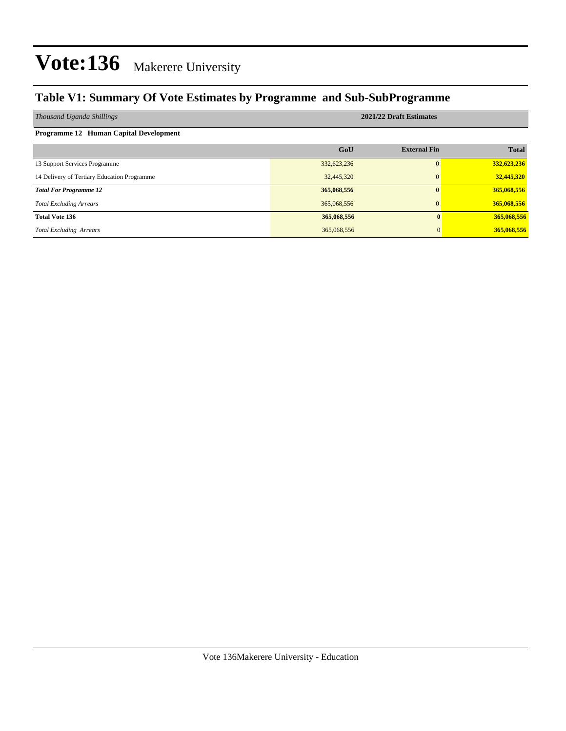# Vote:136 Makerere University

## Table V1: Summary Of Vote Estimates by Programme and Sub-SubProgramme

| *Thousand Uganda Shillings* | 2021/22 Draft Estimates | | |
|---|---|---|---|
| **Programme 12 Human Capital Development** | | | |
| | **GoU** | **External Fin** | **Total** |
| 13 Support Services Programme | 332,623,236 | 0 | **332,623,236** |
| 14 Delivery of Tertiary Education Programme | 32,445,320 | 0 | **32,445,320** |
| ***Total For Programme 12*** | **365,068,556** | **0** | **365,068,556** |
| *Total Excluding Arrears* | 365,068,556 | 0 | **365,068,556** |
| **Total Vote 136** | **365,068,556** | **0** | **365,068,556** |
| *Total Excluding Arrears* | 365,068,556 | 0 | **365,068,556** |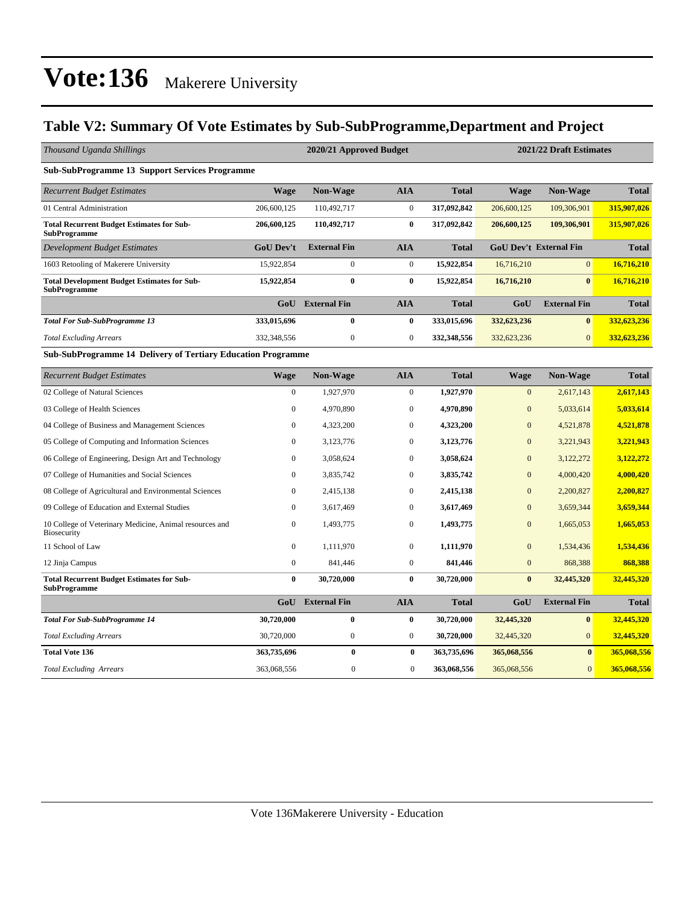# Vote:136 Makerere University

## Table V2: Summary Of Vote Estimates by Sub-SubProgramme,Department and Project

| *Thousand Uganda Shillings* | 2020/21 Approved Budget | | | | 2021/22 Draft Estimates | | |
|---|---|---|---|---|---|---|---|
| **Sub-SubProgramme 13 Support Services Programme** | | | | | | | |
| *Recurrent Budget Estimates* | **Wage** | **Non-Wage** | **AIA** | **Total** | **Wage** | **Non-Wage** | **Total** |
| 01 Central Administration | 206,600,125 | 110,492,717 | 0 | **317,092,842** | 206,600,125 | 109,306,901 | **315,907,026** |
| **Total Recurrent Budget Estimates for Sub-SubProgramme** | **206,600,125** | **110,492,717** | **0** | **317,092,842** | **206,600,125** | **109,306,901** | **315,907,026** |
| *Development Budget Estimates* | **GoU Dev't** | **External Fin** | **AIA** | **Total** | **GoU Dev't** | **External Fin** | **Total** |
| 1603 Retooling of Makerere University | 15,922,854 | 0 | 0 | **15,922,854** | 16,716,210 | 0 | **16,716,210** |
| **Total Development Budget Estimates for Sub-SubProgramme** | **15,922,854** | **0** | **0** | **15,922,854** | **16,716,210** | **0** | **16,716,210** |
| | **GoU** | **External Fin** | **AIA** | **Total** | **GoU** | **External Fin** | **Total** |
| ***Total For Sub-SubProgramme 13*** | **333,015,696** | **0** | **0** | **333,015,696** | **332,623,236** | **0** | **332,623,236** |
| *Total Excluding Arrears* | 332,348,556 | 0 | 0 | **332,348,556** | 332,623,236 | 0 | **332,623,236** |
| **Sub-SubProgramme 14 Delivery of Tertiary Education Programme** | | | | | | | |
| *Recurrent Budget Estimates* | **Wage** | **Non-Wage** | **AIA** | **Total** | **Wage** | **Non-Wage** | **Total** |
| 02 College of Natural Sciences | 0 | 1,927,970 | 0 | **1,927,970** | 0 | 2,617,143 | **2,617,143** |
| 03 College of Health Sciences | 0 | 4,970,890 | 0 | **4,970,890** | 0 | 5,033,614 | **5,033,614** |
| 04 College of Business and Management Sciences | 0 | 4,323,200 | 0 | **4,323,200** | 0 | 4,521,878 | **4,521,878** |
| 05 College of Computing and Information Sciences | 0 | 3,123,776 | 0 | **3,123,776** | 0 | 3,221,943 | **3,221,943** |
| 06 College of Engineering, Design Art and Technology | 0 | 3,058,624 | 0 | **3,058,624** | 0 | 3,122,272 | **3,122,272** |
| 07 College of Humanities and Social Sciences | 0 | 3,835,742 | 0 | **3,835,742** | 0 | 4,000,420 | **4,000,420** |
| 08 College of Agricultural and Environmental Sciences | 0 | 2,415,138 | 0 | **2,415,138** | 0 | 2,200,827 | **2,200,827** |
| 09 College of Education and External Studies | 0 | 3,617,469 | 0 | **3,617,469** | 0 | 3,659,344 | **3,659,344** |
| 10 College of Veterinary Medicine, Animal resources and Biosecurity | 0 | 1,493,775 | 0 | **1,493,775** | 0 | 1,665,053 | **1,665,053** |
| 11 School of Law | 0 | 1,111,970 | 0 | **1,111,970** | 0 | 1,534,436 | **1,534,436** |
| 12 Jinja Campus | 0 | 841,446 | 0 | **841,446** | 0 | 868,388 | **868,388** |
| **Total Recurrent Budget Estimates for Sub-SubProgramme** | **0** | **30,720,000** | **0** | **30,720,000** | **0** | **32,445,320** | **32,445,320** |
| | **GoU** | **External Fin** | **AIA** | **Total** | **GoU** | **External Fin** | **Total** |
| ***Total For Sub-SubProgramme 14*** | **30,720,000** | **0** | **0** | **30,720,000** | **32,445,320** | **0** | **32,445,320** |
| *Total Excluding Arrears* | 30,720,000 | 0 | 0 | **30,720,000** | 32,445,320 | 0 | **32,445,320** |
| **Total Vote 136** | **363,735,696** | **0** | **0** | **363,735,696** | **365,068,556** | **0** | **365,068,556** |
| *Total Excluding Arrears* | 363,068,556 | 0 | 0 | **363,068,556** | 365,068,556 | 0 | **365,068,556** |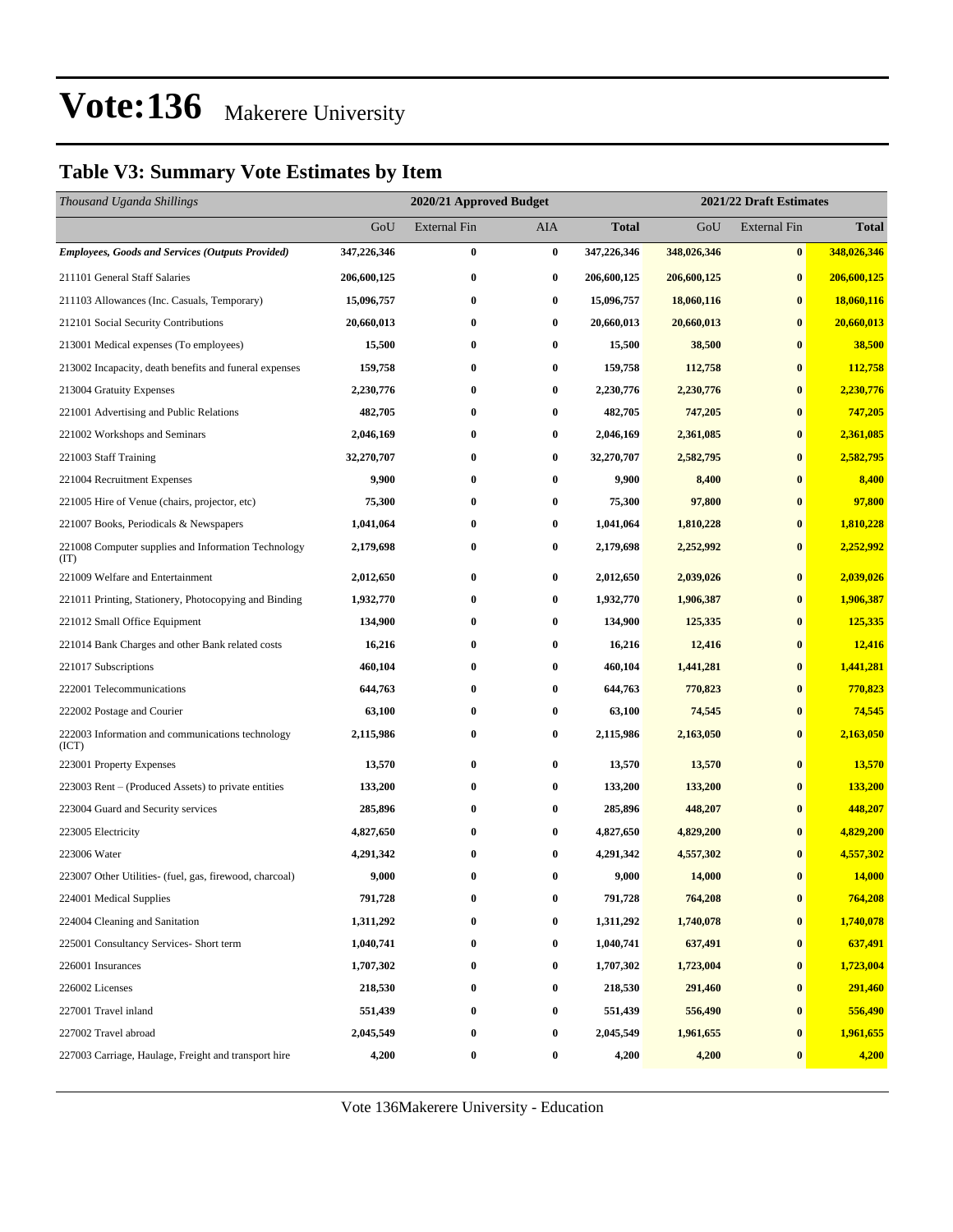# Vote:136 Makerere University

## Table V3: Summary Vote Estimates by Item

| *Thousand Uganda Shillings* | 2020/21 Approved Budget | | | | 2021/22 Draft Estimates | | |
|---|---|---|---|---|---|---|---|
| | GoU | External Fin | AIA | **Total** | GoU | External Fin | **Total** |
| ***Employees, Goods and Services (Outputs Provided)*** | **347,226,346** | **0** | **0** | **347,226,346** | **348,026,346** | **0** | **348,026,346** |
| 211101 General Staff Salaries | **206,600,125** | **0** | **0** | **206,600,125** | **206,600,125** | **0** | **206,600,125** |
| 211103 Allowances (Inc. Casuals, Temporary) | **15,096,757** | **0** | **0** | **15,096,757** | **18,060,116** | **0** | **18,060,116** |
| 212101 Social Security Contributions | **20,660,013** | **0** | **0** | **20,660,013** | **20,660,013** | **0** | **20,660,013** |
| 213001 Medical expenses (To employees) | **15,500** | **0** | **0** | **15,500** | **38,500** | **0** | **38,500** |
| 213002 Incapacity, death benefits and funeral expenses | **159,758** | **0** | **0** | **159,758** | **112,758** | **0** | **112,758** |
| 213004 Gratuity Expenses | **2,230,776** | **0** | **0** | **2,230,776** | **2,230,776** | **0** | **2,230,776** |
| 221001 Advertising and Public Relations | **482,705** | **0** | **0** | **482,705** | **747,205** | **0** | **747,205** |
| 221002 Workshops and Seminars | **2,046,169** | **0** | **0** | **2,046,169** | **2,361,085** | **0** | **2,361,085** |
| 221003 Staff Training | **32,270,707** | **0** | **0** | **32,270,707** | **2,582,795** | **0** | **2,582,795** |
| 221004 Recruitment Expenses | **9,900** | **0** | **0** | **9,900** | **8,400** | **0** | **8,400** |
| 221005 Hire of Venue (chairs, projector, etc) | **75,300** | **0** | **0** | **75,300** | **97,800** | **0** | **97,800** |
| 221007 Books, Periodicals & Newspapers | **1,041,064** | **0** | **0** | **1,041,064** | **1,810,228** | **0** | **1,810,228** |
| 221008 Computer supplies and Information Technology (IT) | **2,179,698** | **0** | **0** | **2,179,698** | **2,252,992** | **0** | **2,252,992** |
| 221009 Welfare and Entertainment | **2,012,650** | **0** | **0** | **2,012,650** | **2,039,026** | **0** | **2,039,026** |
| 221011 Printing, Stationery, Photocopying and Binding | **1,932,770** | **0** | **0** | **1,932,770** | **1,906,387** | **0** | **1,906,387** |
| 221012 Small Office Equipment | **134,900** | **0** | **0** | **134,900** | **125,335** | **0** | **125,335** |
| 221014 Bank Charges and other Bank related costs | **16,216** | **0** | **0** | **16,216** | **12,416** | **0** | **12,416** |
| 221017 Subscriptions | **460,104** | **0** | **0** | **460,104** | **1,441,281** | **0** | **1,441,281** |
| 222001 Telecommunications | **644,763** | **0** | **0** | **644,763** | **770,823** | **0** | **770,823** |
| 222002 Postage and Courier | **63,100** | **0** | **0** | **63,100** | **74,545** | **0** | **74,545** |
| 222003 Information and communications technology (ICT) | **2,115,986** | **0** | **0** | **2,115,986** | **2,163,050** | **0** | **2,163,050** |
| 223001 Property Expenses | **13,570** | **0** | **0** | **13,570** | **13,570** | **0** | **13,570** |
| 223003 Rent – (Produced Assets) to private entities | **133,200** | **0** | **0** | **133,200** | **133,200** | **0** | **133,200** |
| 223004 Guard and Security services | **285,896** | **0** | **0** | **285,896** | **448,207** | **0** | **448,207** |
| 223005 Electricity | **4,827,650** | **0** | **0** | **4,827,650** | **4,829,200** | **0** | **4,829,200** |
| 223006 Water | **4,291,342** | **0** | **0** | **4,291,342** | **4,557,302** | **0** | **4,557,302** |
| 223007 Other Utilities- (fuel, gas, firewood, charcoal) | **9,000** | **0** | **0** | **9,000** | **14,000** | **0** | **14,000** |
| 224001 Medical Supplies | **791,728** | **0** | **0** | **791,728** | **764,208** | **0** | **764,208** |
| 224004 Cleaning and Sanitation | **1,311,292** | **0** | **0** | **1,311,292** | **1,740,078** | **0** | **1,740,078** |
| 225001 Consultancy Services- Short term | **1,040,741** | **0** | **0** | **1,040,741** | **637,491** | **0** | **637,491** |
| 226001 Insurances | **1,707,302** | **0** | **0** | **1,707,302** | **1,723,004** | **0** | **1,723,004** |
| 226002 Licenses | **218,530** | **0** | **0** | **218,530** | **291,460** | **0** | **291,460** |
| 227001 Travel inland | **551,439** | **0** | **0** | **551,439** | **556,490** | **0** | **556,490** |
| 227002 Travel abroad | **2,045,549** | **0** | **0** | **2,045,549** | **1,961,655** | **0** | **1,961,655** |
| 227003 Carriage, Haulage, Freight and transport hire | **4,200** | **0** | **0** | **4,200** | **4,200** | **0** | **4,200** |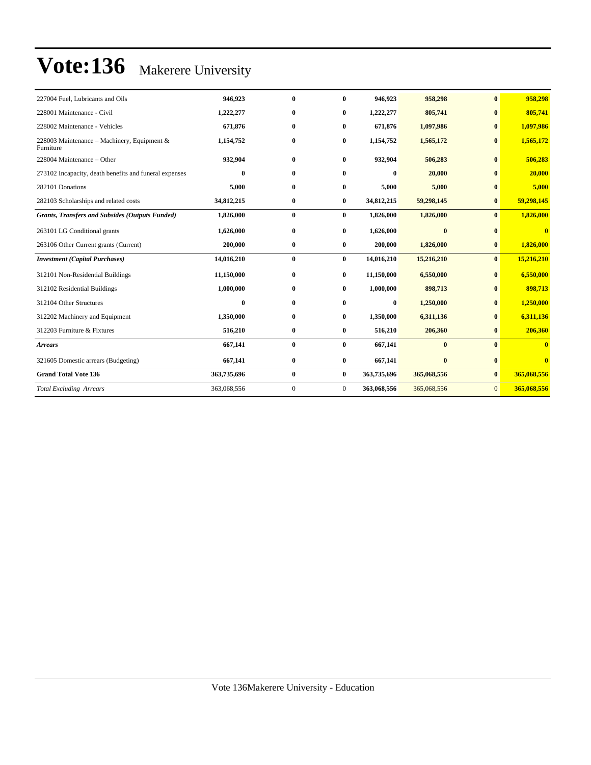# Vote:136 Makerere University

| | | | | | | | |
|---|---|---|---|---|---|---|---|
| 227004 Fuel, Lubricants and Oils | **946,923** | **0** | **0** | **946,923** | **958,298** | **0** | **958,298** |
| 228001 Maintenance - Civil | **1,222,277** | **0** | **0** | **1,222,277** | **805,741** | **0** | **805,741** |
| 228002 Maintenance - Vehicles | **671,876** | **0** | **0** | **671,876** | **1,097,986** | **0** | **1,097,986** |
| 228003 Maintenance – Machinery, Equipment & Furniture | **1,154,752** | **0** | **0** | **1,154,752** | **1,565,172** | **0** | **1,565,172** |
| 228004 Maintenance – Other | **932,904** | **0** | **0** | **932,904** | **506,283** | **0** | **506,283** |
| 273102 Incapacity, death benefits and funeral expenses | **0** | **0** | **0** | **0** | **20,000** | **0** | **20,000** |
| 282101 Donations | **5,000** | **0** | **0** | **5,000** | **5,000** | **0** | **5,000** |
| 282103 Scholarships and related costs | **34,812,215** | **0** | **0** | **34,812,215** | **59,298,145** | **0** | **59,298,145** |
| ***Grants, Transfers and Subsides (Outputs Funded)*** | **1,826,000** | **0** | **0** | **1,826,000** | **1,826,000** | **0** | **1,826,000** |
| 263101 LG Conditional grants | **1,626,000** | **0** | **0** | **1,626,000** | **0** | **0** | **0** |
| 263106 Other Current grants (Current) | **200,000** | **0** | **0** | **200,000** | **1,826,000** | **0** | **1,826,000** |
| ***Investment (Capital Purchases)*** | **14,016,210** | **0** | **0** | **14,016,210** | **15,216,210** | **0** | **15,216,210** |
| 312101 Non-Residential Buildings | **11,150,000** | **0** | **0** | **11,150,000** | **6,550,000** | **0** | **6,550,000** |
| 312102 Residential Buildings | **1,000,000** | **0** | **0** | **1,000,000** | **898,713** | **0** | **898,713** |
| 312104 Other Structures | **0** | **0** | **0** | **0** | **1,250,000** | **0** | **1,250,000** |
| 312202 Machinery and Equipment | **1,350,000** | **0** | **0** | **1,350,000** | **6,311,136** | **0** | **6,311,136** |
| 312203 Furniture & Fixtures | **516,210** | **0** | **0** | **516,210** | **206,360** | **0** | **206,360** |
| ***Arrears*** | **667,141** | **0** | **0** | **667,141** | **0** | **0** | **0** |
| 321605 Domestic arrears (Budgeting) | **667,141** | **0** | **0** | **667,141** | **0** | **0** | **0** |
| **Grand Total Vote 136** | **363,735,696** | **0** | **0** | **363,735,696** | **365,068,556** | **0** | **365,068,556** |
| *Total Excluding Arrears* | 363,068,556 | 0 | 0 | **363,068,556** | 365,068,556 | 0 | **365,068,556** |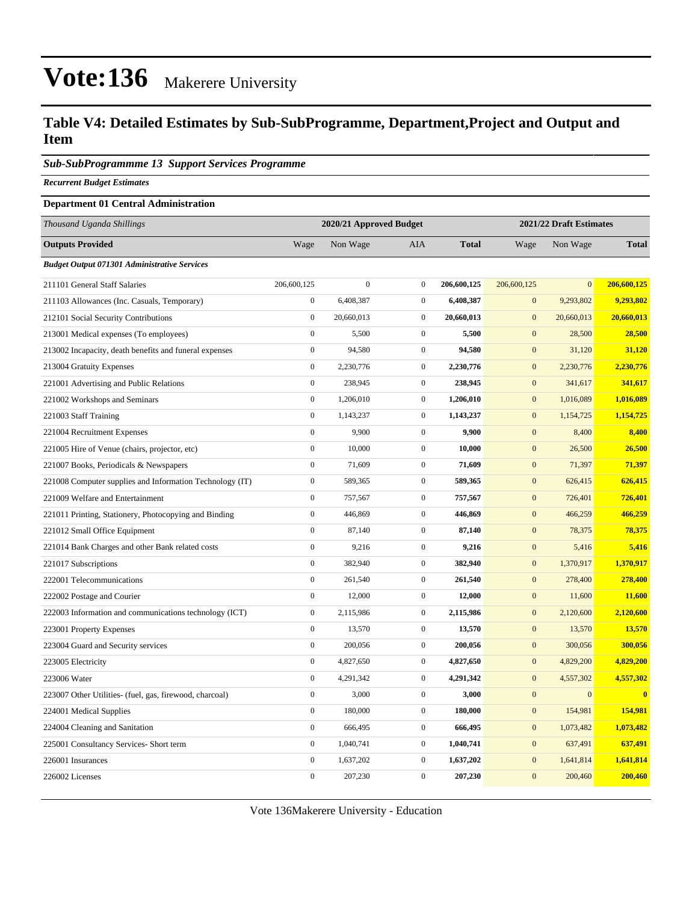# Vote:136 Makerere University

## Table V4: Detailed Estimates by Sub-SubProgramme, Department,Project and Output and Item

### *Sub-SubProgrammme 13 Support Services Programme*

***Recurrent Budget Estimates***

**Department 01 Central Administration**

| *Thousand Uganda Shillings* | 2020/21 Approved Budget | | | | 2021/22 Draft Estimates | | |
|---|---|---|---|---|---|---|---|
| **Outputs Provided** | Wage | Non Wage | AIA | **Total** | Wage | Non Wage | **Total** |
| ***Budget Output 071301 Administrative Services*** | | | | | | | |
| 211101 General Staff Salaries | 206,600,125 | 0 | 0 | **206,600,125** | 206,600,125 | 0 | **206,600,125** |
| 211103 Allowances (Inc. Casuals, Temporary) | 0 | 6,408,387 | 0 | **6,408,387** | 0 | 9,293,802 | **9,293,802** |
| 212101 Social Security Contributions | 0 | 20,660,013 | 0 | **20,660,013** | 0 | 20,660,013 | **20,660,013** |
| 213001 Medical expenses (To employees) | 0 | 5,500 | 0 | **5,500** | 0 | 28,500 | **28,500** |
| 213002 Incapacity, death benefits and funeral expenses | 0 | 94,580 | 0 | **94,580** | 0 | 31,120 | **31,120** |
| 213004 Gratuity Expenses | 0 | 2,230,776 | 0 | **2,230,776** | 0 | 2,230,776 | **2,230,776** |
| 221001 Advertising and Public Relations | 0 | 238,945 | 0 | **238,945** | 0 | 341,617 | **341,617** |
| 221002 Workshops and Seminars | 0 | 1,206,010 | 0 | **1,206,010** | 0 | 1,016,089 | **1,016,089** |
| 221003 Staff Training | 0 | 1,143,237 | 0 | **1,143,237** | 0 | 1,154,725 | **1,154,725** |
| 221004 Recruitment Expenses | 0 | 9,900 | 0 | **9,900** | 0 | 8,400 | **8,400** |
| 221005 Hire of Venue (chairs, projector, etc) | 0 | 10,000 | 0 | **10,000** | 0 | 26,500 | **26,500** |
| 221007 Books, Periodicals & Newspapers | 0 | 71,609 | 0 | **71,609** | 0 | 71,397 | **71,397** |
| 221008 Computer supplies and Information Technology (IT) | 0 | 589,365 | 0 | **589,365** | 0 | 626,415 | **626,415** |
| 221009 Welfare and Entertainment | 0 | 757,567 | 0 | **757,567** | 0 | 726,401 | **726,401** |
| 221011 Printing, Stationery, Photocopying and Binding | 0 | 446,869 | 0 | **446,869** | 0 | 466,259 | **466,259** |
| 221012 Small Office Equipment | 0 | 87,140 | 0 | **87,140** | 0 | 78,375 | **78,375** |
| 221014 Bank Charges and other Bank related costs | 0 | 9,216 | 0 | **9,216** | 0 | 5,416 | **5,416** |
| 221017 Subscriptions | 0 | 382,940 | 0 | **382,940** | 0 | 1,370,917 | **1,370,917** |
| 222001 Telecommunications | 0 | 261,540 | 0 | **261,540** | 0 | 278,400 | **278,400** |
| 222002 Postage and Courier | 0 | 12,000 | 0 | **12,000** | 0 | 11,600 | **11,600** |
| 222003 Information and communications technology (ICT) | 0 | 2,115,986 | 0 | **2,115,986** | 0 | 2,120,600 | **2,120,600** |
| 223001 Property Expenses | 0 | 13,570 | 0 | **13,570** | 0 | 13,570 | **13,570** |
| 223004 Guard and Security services | 0 | 200,056 | 0 | **200,056** | 0 | 300,056 | **300,056** |
| 223005 Electricity | 0 | 4,827,650 | 0 | **4,827,650** | 0 | 4,829,200 | **4,829,200** |
| 223006 Water | 0 | 4,291,342 | 0 | **4,291,342** | 0 | 4,557,302 | **4,557,302** |
| 223007 Other Utilities- (fuel, gas, firewood, charcoal) | 0 | 3,000 | 0 | **3,000** | 0 | 0 | **0** |
| 224001 Medical Supplies | 0 | 180,000 | 0 | **180,000** | 0 | 154,981 | **154,981** |
| 224004 Cleaning and Sanitation | 0 | 666,495 | 0 | **666,495** | 0 | 1,073,482 | **1,073,482** |
| 225001 Consultancy Services- Short term | 0 | 1,040,741 | 0 | **1,040,741** | 0 | 637,491 | **637,491** |
| 226001 Insurances | 0 | 1,637,202 | 0 | **1,637,202** | 0 | 1,641,814 | **1,641,814** |
| 226002 Licenses | 0 | 207,230 | 0 | **207,230** | 0 | 200,460 | **200,460** |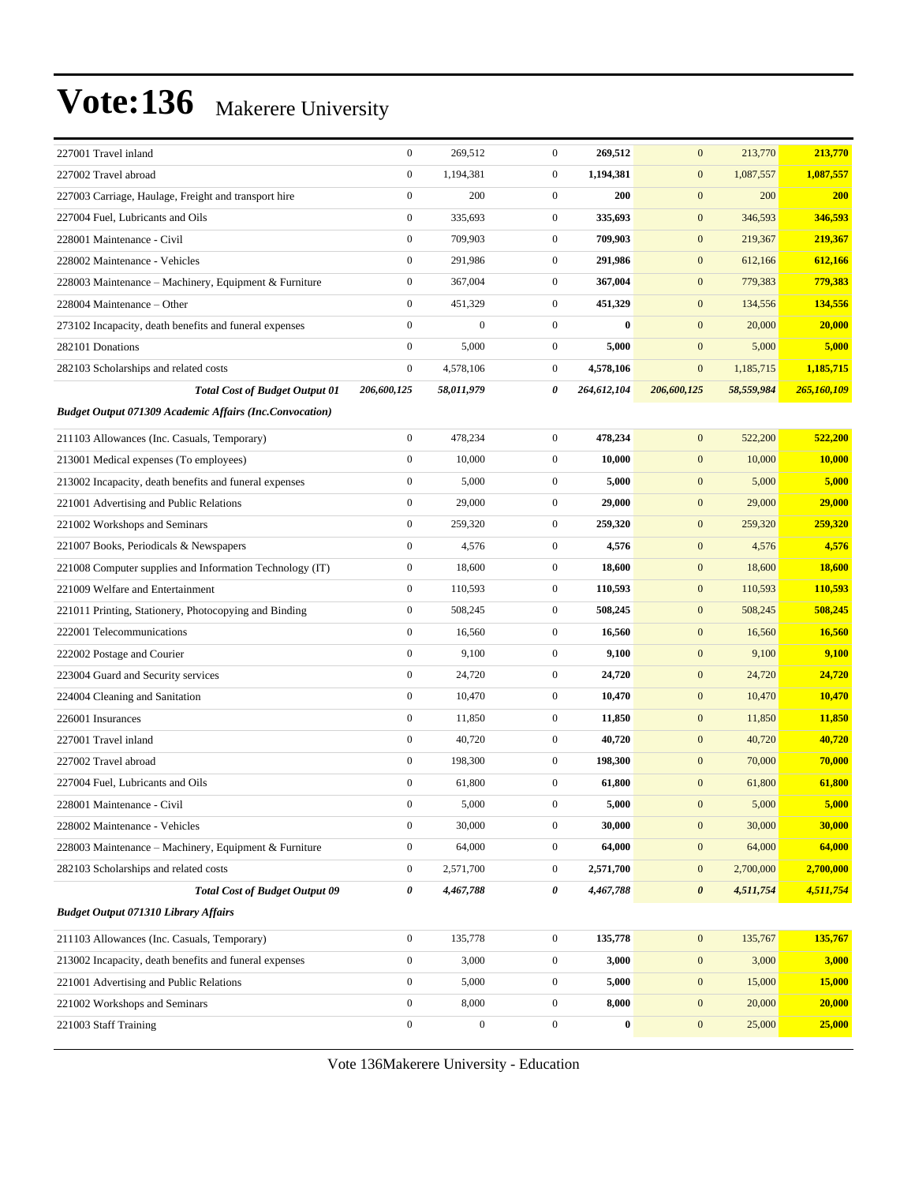# Vote:136 Makerere University

| | | | | | | | |
|---|---|---|---|---|---|---|---|
| 227001 Travel inland | 0 | 269,512 | 0 | **269,512** | 0 | 213,770 | **213,770** |
| 227002 Travel abroad | 0 | 1,194,381 | 0 | **1,194,381** | 0 | 1,087,557 | **1,087,557** |
| 227003 Carriage, Haulage, Freight and transport hire | 0 | 200 | 0 | **200** | 0 | 200 | **200** |
| 227004 Fuel, Lubricants and Oils | 0 | 335,693 | 0 | **335,693** | 0 | 346,593 | **346,593** |
| 228001 Maintenance - Civil | 0 | 709,903 | 0 | **709,903** | 0 | 219,367 | **219,367** |
| 228002 Maintenance - Vehicles | 0 | 291,986 | 0 | **291,986** | 0 | 612,166 | **612,166** |
| 228003 Maintenance – Machinery, Equipment & Furniture | 0 | 367,004 | 0 | **367,004** | 0 | 779,383 | **779,383** |
| 228004 Maintenance – Other | 0 | 451,329 | 0 | **451,329** | 0 | 134,556 | **134,556** |
| 273102 Incapacity, death benefits and funeral expenses | 0 | 0 | 0 | **0** | 0 | 20,000 | **20,000** |
| 282101 Donations | 0 | 5,000 | 0 | **5,000** | 0 | 5,000 | **5,000** |
| 282103 Scholarships and related costs | 0 | 4,578,106 | 0 | **4,578,106** | 0 | 1,185,715 | **1,185,715** |
| ***Total Cost of Budget Output 01*** | ***206,600,125*** | ***58,011,979*** | ***0*** | ***264,612,104*** | ***206,600,125*** | ***58,559,984*** | ***265,160,109*** |
| ***Budget Output 071309 Academic Affairs (Inc.Convocation)*** | | | | | | | |
| 211103 Allowances (Inc. Casuals, Temporary) | 0 | 478,234 | 0 | **478,234** | 0 | 522,200 | **522,200** |
| 213001 Medical expenses (To employees) | 0 | 10,000 | 0 | **10,000** | 0 | 10,000 | **10,000** |
| 213002 Incapacity, death benefits and funeral expenses | 0 | 5,000 | 0 | **5,000** | 0 | 5,000 | **5,000** |
| 221001 Advertising and Public Relations | 0 | 29,000 | 0 | **29,000** | 0 | 29,000 | **29,000** |
| 221002 Workshops and Seminars | 0 | 259,320 | 0 | **259,320** | 0 | 259,320 | **259,320** |
| 221007 Books, Periodicals & Newspapers | 0 | 4,576 | 0 | **4,576** | 0 | 4,576 | **4,576** |
| 221008 Computer supplies and Information Technology (IT) | 0 | 18,600 | 0 | **18,600** | 0 | 18,600 | **18,600** |
| 221009 Welfare and Entertainment | 0 | 110,593 | 0 | **110,593** | 0 | 110,593 | **110,593** |
| 221011 Printing, Stationery, Photocopying and Binding | 0 | 508,245 | 0 | **508,245** | 0 | 508,245 | **508,245** |
| 222001 Telecommunications | 0 | 16,560 | 0 | **16,560** | 0 | 16,560 | **16,560** |
| 222002 Postage and Courier | 0 | 9,100 | 0 | **9,100** | 0 | 9,100 | **9,100** |
| 223004 Guard and Security services | 0 | 24,720 | 0 | **24,720** | 0 | 24,720 | **24,720** |
| 224004 Cleaning and Sanitation | 0 | 10,470 | 0 | **10,470** | 0 | 10,470 | **10,470** |
| 226001 Insurances | 0 | 11,850 | 0 | **11,850** | 0 | 11,850 | **11,850** |
| 227001 Travel inland | 0 | 40,720 | 0 | **40,720** | 0 | 40,720 | **40,720** |
| 227002 Travel abroad | 0 | 198,300 | 0 | **198,300** | 0 | 70,000 | **70,000** |
| 227004 Fuel, Lubricants and Oils | 0 | 61,800 | 0 | **61,800** | 0 | 61,800 | **61,800** |
| 228001 Maintenance - Civil | 0 | 5,000 | 0 | **5,000** | 0 | 5,000 | **5,000** |
| 228002 Maintenance - Vehicles | 0 | 30,000 | 0 | **30,000** | 0 | 30,000 | **30,000** |
| 228003 Maintenance – Machinery, Equipment & Furniture | 0 | 64,000 | 0 | **64,000** | 0 | 64,000 | **64,000** |
| 282103 Scholarships and related costs | 0 | 2,571,700 | 0 | **2,571,700** | 0 | 2,700,000 | **2,700,000** |
| ***Total Cost of Budget Output 09*** | ***0*** | ***4,467,788*** | ***0*** | ***4,467,788*** | ***0*** | ***4,511,754*** | ***4,511,754*** |
| ***Budget Output 071310 Library Affairs*** | | | | | | | |
| 211103 Allowances (Inc. Casuals, Temporary) | 0 | 135,778 | 0 | **135,778** | 0 | 135,767 | **135,767** |
| 213002 Incapacity, death benefits and funeral expenses | 0 | 3,000 | 0 | **3,000** | 0 | 3,000 | **3,000** |
| 221001 Advertising and Public Relations | 0 | 5,000 | 0 | **5,000** | 0 | 15,000 | **15,000** |
| 221002 Workshops and Seminars | 0 | 8,000 | 0 | **8,000** | 0 | 20,000 | **20,000** |
| 221003 Staff Training | 0 | 0 | 0 | **0** | 0 | 25,000 | **25,000** |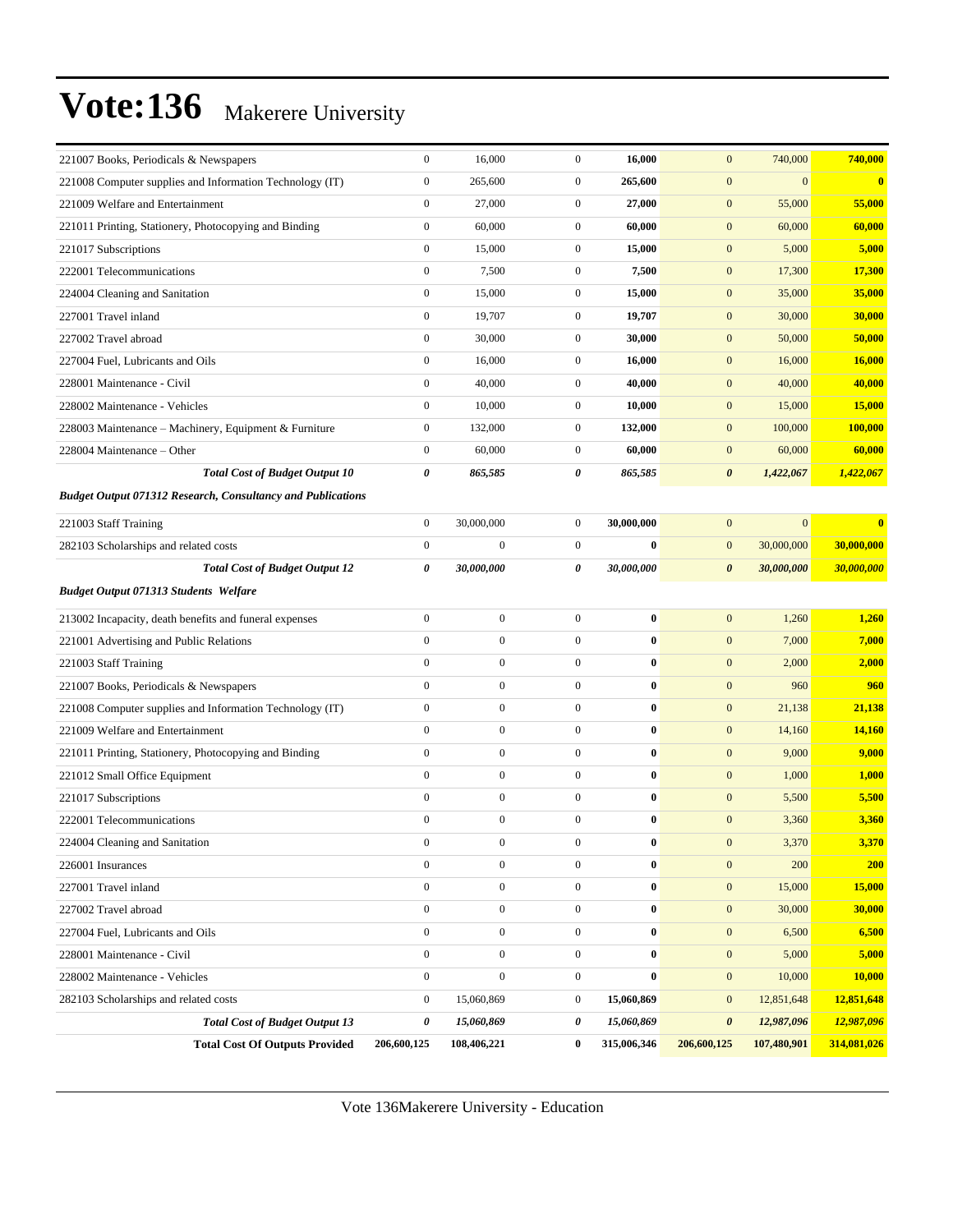# Vote:136 Makerere University

| | | | | | | | |
|---|---|---|---|---|---|---|---|
| 221007 Books, Periodicals & Newspapers | 0 | 16,000 | 0 | **16,000** | 0 | 740,000 | **740,000** |
| 221008 Computer supplies and Information Technology (IT) | 0 | 265,600 | 0 | **265,600** | 0 | 0 | **0** |
| 221009 Welfare and Entertainment | 0 | 27,000 | 0 | **27,000** | 0 | 55,000 | **55,000** |
| 221011 Printing, Stationery, Photocopying and Binding | 0 | 60,000 | 0 | **60,000** | 0 | 60,000 | **60,000** |
| 221017 Subscriptions | 0 | 15,000 | 0 | **15,000** | 0 | 5,000 | **5,000** |
| 222001 Telecommunications | 0 | 7,500 | 0 | **7,500** | 0 | 17,300 | **17,300** |
| 224004 Cleaning and Sanitation | 0 | 15,000 | 0 | **15,000** | 0 | 35,000 | **35,000** |
| 227001 Travel inland | 0 | 19,707 | 0 | **19,707** | 0 | 30,000 | **30,000** |
| 227002 Travel abroad | 0 | 30,000 | 0 | **30,000** | 0 | 50,000 | **50,000** |
| 227004 Fuel, Lubricants and Oils | 0 | 16,000 | 0 | **16,000** | 0 | 16,000 | **16,000** |
| 228001 Maintenance - Civil | 0 | 40,000 | 0 | **40,000** | 0 | 40,000 | **40,000** |
| 228002 Maintenance - Vehicles | 0 | 10,000 | 0 | **10,000** | 0 | 15,000 | **15,000** |
| 228003 Maintenance – Machinery, Equipment & Furniture | 0 | 132,000 | 0 | **132,000** | 0 | 100,000 | **100,000** |
| 228004 Maintenance – Other | 0 | 60,000 | 0 | **60,000** | 0 | 60,000 | **60,000** |
| ***Total Cost of Budget Output 10*** | ***0*** | ***865,585*** | ***0*** | ***865,585*** | ***0*** | ***1,422,067*** | ***1,422,067*** |
| ***Budget Output 071312 Research, Consultancy and Publications*** | | | | | | | |
| 221003 Staff Training | 0 | 30,000,000 | 0 | **30,000,000** | 0 | 0 | **0** |
| 282103 Scholarships and related costs | 0 | 0 | 0 | **0** | 0 | 30,000,000 | **30,000,000** |
| ***Total Cost of Budget Output 12*** | ***0*** | ***30,000,000*** | ***0*** | ***30,000,000*** | ***0*** | ***30,000,000*** | ***30,000,000*** |
| ***Budget Output 071313 Students Welfare*** | | | | | | | |
| 213002 Incapacity, death benefits and funeral expenses | 0 | 0 | 0 | **0** | 0 | 1,260 | **1,260** |
| 221001 Advertising and Public Relations | 0 | 0 | 0 | **0** | 0 | 7,000 | **7,000** |
| 221003 Staff Training | 0 | 0 | 0 | **0** | 0 | 2,000 | **2,000** |
| 221007 Books, Periodicals & Newspapers | 0 | 0 | 0 | **0** | 0 | 960 | **960** |
| 221008 Computer supplies and Information Technology (IT) | 0 | 0 | 0 | **0** | 0 | 21,138 | **21,138** |
| 221009 Welfare and Entertainment | 0 | 0 | 0 | **0** | 0 | 14,160 | **14,160** |
| 221011 Printing, Stationery, Photocopying and Binding | 0 | 0 | 0 | **0** | 0 | 9,000 | **9,000** |
| 221012 Small Office Equipment | 0 | 0 | 0 | **0** | 0 | 1,000 | **1,000** |
| 221017 Subscriptions | 0 | 0 | 0 | **0** | 0 | 5,500 | **5,500** |
| 222001 Telecommunications | 0 | 0 | 0 | **0** | 0 | 3,360 | **3,360** |
| 224004 Cleaning and Sanitation | 0 | 0 | 0 | **0** | 0 | 3,370 | **3,370** |
| 226001 Insurances | 0 | 0 | 0 | **0** | 0 | 200 | **200** |
| 227001 Travel inland | 0 | 0 | 0 | **0** | 0 | 15,000 | **15,000** |
| 227002 Travel abroad | 0 | 0 | 0 | **0** | 0 | 30,000 | **30,000** |
| 227004 Fuel, Lubricants and Oils | 0 | 0 | 0 | **0** | 0 | 6,500 | **6,500** |
| 228001 Maintenance - Civil | 0 | 0 | 0 | **0** | 0 | 5,000 | **5,000** |
| 228002 Maintenance - Vehicles | 0 | 0 | 0 | **0** | 0 | 10,000 | **10,000** |
| 282103 Scholarships and related costs | 0 | 15,060,869 | 0 | **15,060,869** | 0 | 12,851,648 | **12,851,648** |
| ***Total Cost of Budget Output 13*** | ***0*** | ***15,060,869*** | ***0*** | ***15,060,869*** | ***0*** | ***12,987,096*** | ***12,987,096*** |
| **Total Cost Of Outputs Provided** | **206,600,125** | **108,406,221** | **0** | **315,006,346** | **206,600,125** | **107,480,901** | **314,081,026** |

Vote 136Makerere University - Education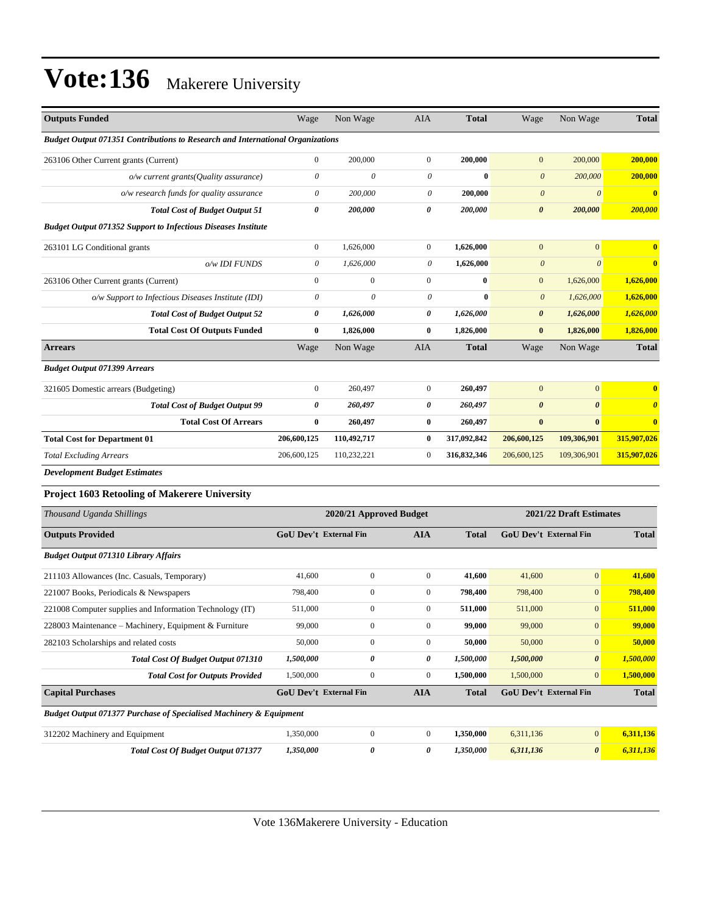# Vote:136 Makerere University

| Outputs Funded | Wage | Non Wage | AIA | Total | Wage | Non Wage | Total |
|---|---|---|---|---|---|---|---|
| ***Budget Output 071351 Contributions to Research and International Organizations*** | | | | | | | |
| 263106 Other Current grants (Current) | 0 | 200,000 | 0 | **200,000** | 0 | 200,000 | **200,000** |
| *o/w current grants(Quality assurance)* | *0* | *0* | *0* | **0** | *0* | *200,000* | ***200,000*** |
| *o/w research funds for quality assurance* | *0* | *200,000* | *0* | **200,000** | *0* | *0* | ***0*** |
| ***Total Cost of Budget Output 51*** | ***0*** | ***200,000*** | ***0*** | ***200,000*** | ***0*** | ***200,000*** | ***200,000*** |
| ***Budget Output 071352 Support to Infectious Diseases Institute*** | | | | | | | |
| 263101 LG Conditional grants | 0 | 1,626,000 | 0 | **1,626,000** | 0 | 0 | **0** |
| *o/w IDI FUNDS* | *0* | *1,626,000* | *0* | **1,626,000** | *0* | *0* | ***0*** |
| 263106 Other Current grants (Current) | 0 | 0 | 0 | **0** | 0 | 1,626,000 | **1,626,000** |
| *o/w Support to Infectious Diseases Institute (IDI)* | *0* | *0* | *0* | **0** | *0* | *1,626,000* | ***1,626,000*** |
| ***Total Cost of Budget Output 52*** | ***0*** | ***1,626,000*** | ***0*** | ***1,626,000*** | ***0*** | ***1,626,000*** | ***1,626,000*** |
| **Total Cost Of Outputs Funded** | **0** | **1,826,000** | **0** | **1,826,000** | **0** | **1,826,000** | **1,826,000** |
| **Arrears** | Wage | Non Wage | AIA | **Total** | Wage | Non Wage | **Total** |
| ***Budget Output 071399 Arrears*** | | | | | | | |
| 321605 Domestic arrears (Budgeting) | 0 | 260,497 | 0 | **260,497** | 0 | 0 | **0** |
| ***Total Cost of Budget Output 99*** | ***0*** | ***260,497*** | ***0*** | ***260,497*** | ***0*** | ***0*** | ***0*** |
| **Total Cost Of Arrears** | **0** | **260,497** | **0** | **260,497** | **0** | **0** | **0** |
| **Total Cost for Department 01** | **206,600,125** | **110,492,717** | **0** | **317,092,842** | **206,600,125** | **109,306,901** | **315,907,026** |
| *Total Excluding Arrears* | 206,600,125 | 110,232,221 | 0 | **316,832,346** | 206,600,125 | 109,306,901 | **315,907,026** |

***Development Budget Estimates***

### Project 1603 Retooling of Makerere University

| *Thousand Uganda Shillings* | 2020/21 Approved Budget | | | | 2021/22 Draft Estimates | | |
|---|---|---|---|---|---|---|---|
| **Outputs Provided** | **GoU Dev't** | **External Fin** | **AIA** | **Total** | **GoU Dev't** | **External Fin** | **Total** |
| ***Budget Output 071310 Library Affairs*** | | | | | | | |
| 211103 Allowances (Inc. Casuals, Temporary) | 41,600 | 0 | 0 | **41,600** | 41,600 | 0 | **41,600** |
| 221007 Books, Periodicals & Newspapers | 798,400 | 0 | 0 | **798,400** | 798,400 | 0 | **798,400** |
| 221008 Computer supplies and Information Technology (IT) | 511,000 | 0 | 0 | **511,000** | 511,000 | 0 | **511,000** |
| 228003 Maintenance – Machinery, Equipment & Furniture | 99,000 | 0 | 0 | **99,000** | 99,000 | 0 | **99,000** |
| 282103 Scholarships and related costs | 50,000 | 0 | 0 | **50,000** | 50,000 | 0 | **50,000** |
| ***Total Cost Of Budget Output 071310*** | ***1,500,000*** | ***0*** | ***0*** | ***1,500,000*** | ***1,500,000*** | ***0*** | ***1,500,000*** |
| ***Total Cost for Outputs Provided*** | 1,500,000 | 0 | 0 | **1,500,000** | 1,500,000 | 0 | **1,500,000** |
| **Capital Purchases** | **GoU Dev't** | **External Fin** | **AIA** | **Total** | **GoU Dev't** | **External Fin** | **Total** |
| ***Budget Output 071377 Purchase of Specialised Machinery & Equipment*** | | | | | | | |
| 312202 Machinery and Equipment | 1,350,000 | 0 | 0 | **1,350,000** | 6,311,136 | 0 | **6,311,136** |
| ***Total Cost Of Budget Output 071377*** | ***1,350,000*** | ***0*** | ***0*** | ***1,350,000*** | ***6,311,136*** | ***0*** | ***6,311,136*** |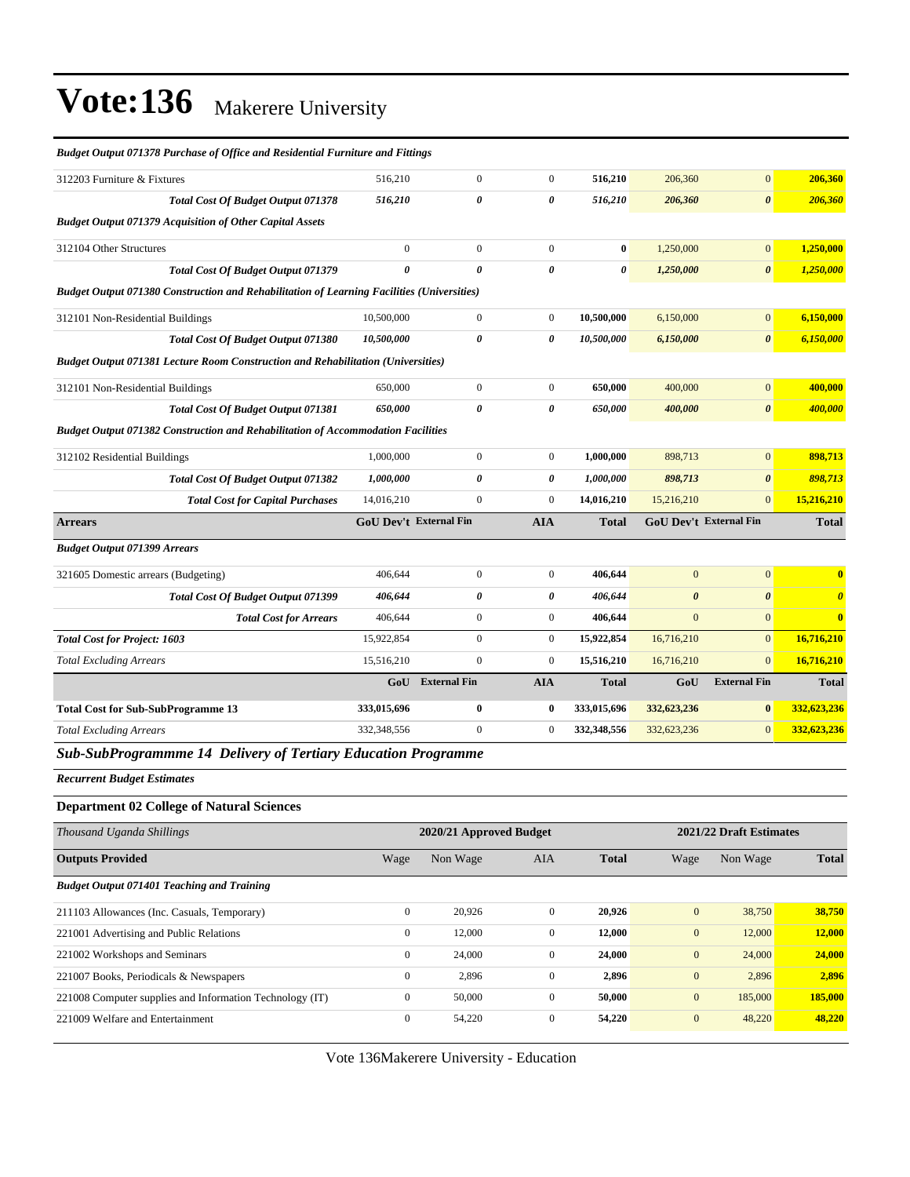# Vote:136 Makerere University

| | | | | | | | |
|---|---|---|---|---|---|---|---|
| ***Budget Output 071378 Purchase of Office and Residential Furniture and Fittings*** | | | | | | | |
| 312203 Furniture & Fixtures | 516,210 | 0 | 0 | **516,210** | 206,360 | 0 | **206,360** |
| ***Total Cost Of Budget Output 071378*** | ***516,210*** | ***0*** | ***0*** | ***516,210*** | ***206,360*** | ***0*** | ***206,360*** |
| ***Budget Output 071379 Acquisition of Other Capital Assets*** | | | | | | | |
| 312104 Other Structures | 0 | 0 | 0 | **0** | 1,250,000 | 0 | **1,250,000** |
| ***Total Cost Of Budget Output 071379*** | ***0*** | ***0*** | ***0*** | ***0*** | ***1,250,000*** | ***0*** | ***1,250,000*** |
| ***Budget Output 071380 Construction and Rehabilitation of Learning Facilities (Universities)*** | | | | | | | |
| 312101 Non-Residential Buildings | 10,500,000 | 0 | 0 | **10,500,000** | 6,150,000 | 0 | **6,150,000** |
| ***Total Cost Of Budget Output 071380*** | ***10,500,000*** | ***0*** | ***0*** | ***10,500,000*** | ***6,150,000*** | ***0*** | ***6,150,000*** |
| ***Budget Output 071381 Lecture Room Construction and Rehabilitation (Universities)*** | | | | | | | |
| 312101 Non-Residential Buildings | 650,000 | 0 | 0 | **650,000** | 400,000 | 0 | **400,000** |
| ***Total Cost Of Budget Output 071381*** | ***650,000*** | ***0*** | ***0*** | ***650,000*** | ***400,000*** | ***0*** | ***400,000*** |
| ***Budget Output 071382 Construction and Rehabilitation of Accommodation Facilities*** | | | | | | | |
| 312102 Residential Buildings | 1,000,000 | 0 | 0 | **1,000,000** | 898,713 | 0 | **898,713** |
| ***Total Cost Of Budget Output 071382*** | ***1,000,000*** | ***0*** | ***0*** | ***1,000,000*** | ***898,713*** | ***0*** | ***898,713*** |
| ***Total Cost for Capital Purchases*** | 14,016,210 | 0 | 0 | 14,016,210 | 15,216,210 | 0 | **15,216,210** |
| **Arrears** | **GoU Dev't** | **External Fin** | **AIA** | **Total** | **GoU Dev't** | **External Fin** | **Total** |
| ***Budget Output 071399 Arrears*** | | | | | | | |
| 321605 Domestic arrears (Budgeting) | 406,644 | 0 | 0 | **406,644** | 0 | 0 | **0** |
| ***Total Cost Of Budget Output 071399*** | ***406,644*** | ***0*** | ***0*** | ***406,644*** | ***0*** | ***0*** | ***0*** |
| ***Total Cost for Arrears*** | 406,644 | 0 | 0 | 406,644 | 0 | 0 | **0** |
| ***Total Cost for Project: 1603*** | 15,922,854 | 0 | 0 | 15,922,854 | 16,716,210 | 0 | **16,716,210** |
| *Total Excluding Arrears* | 15,516,210 | 0 | 0 | 15,516,210 | 16,716,210 | 0 | **16,716,210** |
| | **GoU** | **External Fin** | **AIA** | **Total** | **GoU** | **External Fin** | **Total** |
| **Total Cost for Sub-SubProgramme 13** | **333,015,696** | **0** | **0** | **333,015,696** | **332,623,236** | **0** | **332,623,236** |
| *Total Excluding Arrears* | 332,348,556 | 0 | 0 | 332,348,556 | 332,623,236 | 0 | **332,623,236** |

## *Sub-SubProgrammme 14 Delivery of Tertiary Education Programme*

***Recurrent Budget Estimates***

### Department 02 College of Natural Sciences

| *Thousand Uganda Shillings* | 2020/21 Approved Budget | | | | 2021/22 Draft Estimates | | |
|---|---|---|---|---|---|---|---|
| **Outputs Provided** | Wage | Non Wage | AIA | **Total** | Wage | Non Wage | **Total** |
| ***Budget Output 071401 Teaching and Training*** | | | | | | | |
| 211103 Allowances (Inc. Casuals, Temporary) | 0 | 20,926 | 0 | **20,926** | 0 | 38,750 | **38,750** |
| 221001 Advertising and Public Relations | 0 | 12,000 | 0 | **12,000** | 0 | 12,000 | **12,000** |
| 221002 Workshops and Seminars | 0 | 24,000 | 0 | **24,000** | 0 | 24,000 | **24,000** |
| 221007 Books, Periodicals & Newspapers | 0 | 2,896 | 0 | **2,896** | 0 | 2,896 | **2,896** |
| 221008 Computer supplies and Information Technology (IT) | 0 | 50,000 | 0 | **50,000** | 0 | 185,000 | **185,000** |
| 221009 Welfare and Entertainment | 0 | 54,220 | 0 | **54,220** | 0 | 48,220 | **48,220** |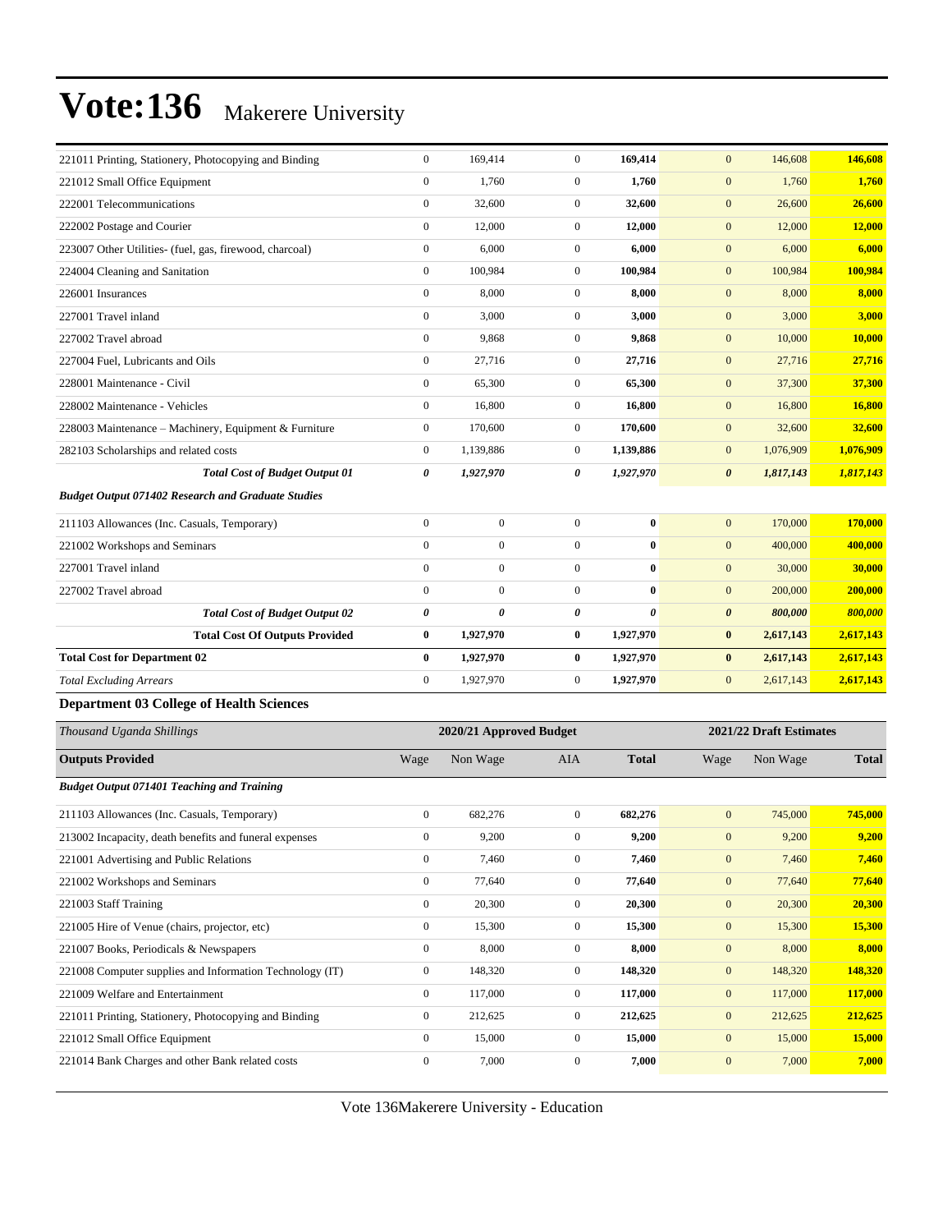| | | | | | | | |
|---|---|---|---|---|---|---|---|
| 221011 Printing, Stationery, Photocopying and Binding | 0 | 169,414 | 0 | **169,414** | 0 | 146,608 | **146,608** |
| 221012 Small Office Equipment | 0 | 1,760 | 0 | **1,760** | 0 | 1,760 | **1,760** |
| 222001 Telecommunications | 0 | 32,600 | 0 | **32,600** | 0 | 26,600 | **26,600** |
| 222002 Postage and Courier | 0 | 12,000 | 0 | **12,000** | 0 | 12,000 | **12,000** |
| 223007 Other Utilities- (fuel, gas, firewood, charcoal) | 0 | 6,000 | 0 | **6,000** | 0 | 6,000 | **6,000** |
| 224004 Cleaning and Sanitation | 0 | 100,984 | 0 | **100,984** | 0 | 100,984 | **100,984** |
| 226001 Insurances | 0 | 8,000 | 0 | **8,000** | 0 | 8,000 | **8,000** |
| 227001 Travel inland | 0 | 3,000 | 0 | **3,000** | 0 | 3,000 | **3,000** |
| 227002 Travel abroad | 0 | 9,868 | 0 | **9,868** | 0 | 10,000 | **10,000** |
| 227004 Fuel, Lubricants and Oils | 0 | 27,716 | 0 | **27,716** | 0 | 27,716 | **27,716** |
| 228001 Maintenance - Civil | 0 | 65,300 | 0 | **65,300** | 0 | 37,300 | **37,300** |
| 228002 Maintenance - Vehicles | 0 | 16,800 | 0 | **16,800** | 0 | 16,800 | **16,800** |
| 228003 Maintenance – Machinery, Equipment & Furniture | 0 | 170,600 | 0 | **170,600** | 0 | 32,600 | **32,600** |
| 282103 Scholarships and related costs | 0 | 1,139,886 | 0 | **1,139,886** | 0 | 1,076,909 | **1,076,909** |
| ***Total Cost of Budget Output 01*** | ***0*** | ***1,927,970*** | ***0*** | ***1,927,970*** | ***0*** | ***1,817,143*** | ***1,817,143*** |
| ***Budget Output 071402 Research and Graduate Studies*** | | | | | | | |
| 211103 Allowances (Inc. Casuals, Temporary) | 0 | 0 | 0 | **0** | 0 | 170,000 | **170,000** |
| 221002 Workshops and Seminars | 0 | 0 | 0 | **0** | 0 | 400,000 | **400,000** |
| 227001 Travel inland | 0 | 0 | 0 | **0** | 0 | 30,000 | **30,000** |
| 227002 Travel abroad | 0 | 0 | 0 | **0** | 0 | 200,000 | **200,000** |
| ***Total Cost of Budget Output 02*** | ***0*** | ***0*** | ***0*** | ***0*** | ***0*** | ***800,000*** | ***800,000*** |
| **Total Cost Of Outputs Provided** | **0** | **1,927,970** | **0** | **1,927,970** | **0** | **2,617,143** | **2,617,143** |
| **Total Cost for Department 02** | **0** | **1,927,970** | **0** | **1,927,970** | **0** | **2,617,143** | **2,617,143** |
| *Total Excluding Arrears* | 0 | 1,927,970 | 0 | **1,927,970** | 0 | 2,617,143 | **2,617,143** |

### Department 03 College of Health Sciences

| *Thousand Uganda Shillings* | | 2020/21 Approved Budget | | | | 2021/22 Draft Estimates | |
|---|---|---|---|---|---|---|---|
| **Outputs Provided** | Wage | Non Wage | AIA | **Total** | Wage | Non Wage | **Total** |
| ***Budget Output 071401 Teaching and Training*** | | | | | | | |
| 211103 Allowances (Inc. Casuals, Temporary) | 0 | 682,276 | 0 | **682,276** | 0 | 745,000 | **745,000** |
| 213002 Incapacity, death benefits and funeral expenses | 0 | 9,200 | 0 | **9,200** | 0 | 9,200 | **9,200** |
| 221001 Advertising and Public Relations | 0 | 7,460 | 0 | **7,460** | 0 | 7,460 | **7,460** |
| 221002 Workshops and Seminars | 0 | 77,640 | 0 | **77,640** | 0 | 77,640 | **77,640** |
| 221003 Staff Training | 0 | 20,300 | 0 | **20,300** | 0 | 20,300 | **20,300** |
| 221005 Hire of Venue (chairs, projector, etc) | 0 | 15,300 | 0 | **15,300** | 0 | 15,300 | **15,300** |
| 221007 Books, Periodicals & Newspapers | 0 | 8,000 | 0 | **8,000** | 0 | 8,000 | **8,000** |
| 221008 Computer supplies and Information Technology (IT) | 0 | 148,320 | 0 | **148,320** | 0 | 148,320 | **148,320** |
| 221009 Welfare and Entertainment | 0 | 117,000 | 0 | **117,000** | 0 | 117,000 | **117,000** |
| 221011 Printing, Stationery, Photocopying and Binding | 0 | 212,625 | 0 | **212,625** | 0 | 212,625 | **212,625** |
| 221012 Small Office Equipment | 0 | 15,000 | 0 | **15,000** | 0 | 15,000 | **15,000** |
| 221014 Bank Charges and other Bank related costs | 0 | 7,000 | 0 | **7,000** | 0 | 7,000 | **7,000** |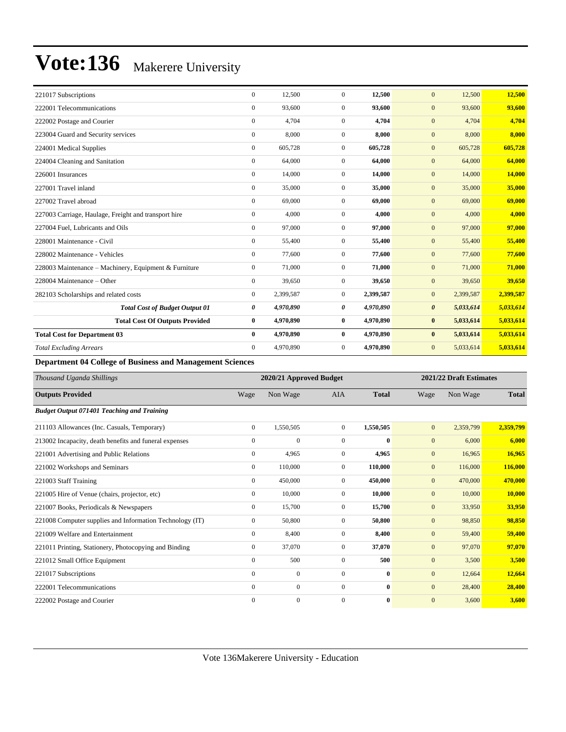| | | | | | | | |
|---|---|---|---|---|---|---|---|
| 221017 Subscriptions | 0 | 12,500 | 0 | **12,500** | 0 | 12,500 | **12,500** |
| 222001 Telecommunications | 0 | 93,600 | 0 | **93,600** | 0 | 93,600 | **93,600** |
| 222002 Postage and Courier | 0 | 4,704 | 0 | **4,704** | 0 | 4,704 | **4,704** |
| 223004 Guard and Security services | 0 | 8,000 | 0 | **8,000** | 0 | 8,000 | **8,000** |
| 224001 Medical Supplies | 0 | 605,728 | 0 | **605,728** | 0 | 605,728 | **605,728** |
| 224004 Cleaning and Sanitation | 0 | 64,000 | 0 | **64,000** | 0 | 64,000 | **64,000** |
| 226001 Insurances | 0 | 14,000 | 0 | **14,000** | 0 | 14,000 | **14,000** |
| 227001 Travel inland | 0 | 35,000 | 0 | **35,000** | 0 | 35,000 | **35,000** |
| 227002 Travel abroad | 0 | 69,000 | 0 | **69,000** | 0 | 69,000 | **69,000** |
| 227003 Carriage, Haulage, Freight and transport hire | 0 | 4,000 | 0 | **4,000** | 0 | 4,000 | **4,000** |
| 227004 Fuel, Lubricants and Oils | 0 | 97,000 | 0 | **97,000** | 0 | 97,000 | **97,000** |
| 228001 Maintenance - Civil | 0 | 55,400 | 0 | **55,400** | 0 | 55,400 | **55,400** |
| 228002 Maintenance - Vehicles | 0 | 77,600 | 0 | **77,600** | 0 | 77,600 | **77,600** |
| 228003 Maintenance – Machinery, Equipment & Furniture | 0 | 71,000 | 0 | **71,000** | 0 | 71,000 | **71,000** |
| 228004 Maintenance – Other | 0 | 39,650 | 0 | **39,650** | 0 | 39,650 | **39,650** |
| 282103 Scholarships and related costs | 0 | 2,399,587 | 0 | **2,399,587** | 0 | 2,399,587 | **2,399,587** |
| ***Total Cost of Budget Output 01*** | ***0*** | ***4,970,890*** | ***0*** | ***4,970,890*** | ***0*** | ***5,033,614*** | ***5,033,614*** |
| **Total Cost Of Outputs Provided** | **0** | **4,970,890** | **0** | **4,970,890** | **0** | **5,033,614** | **5,033,614** |
| **Total Cost for Department 03** | **0** | **4,970,890** | **0** | **4,970,890** | **0** | **5,033,614** | **5,033,614** |
| *Total Excluding Arrears* | 0 | 4,970,890 | 0 | **4,970,890** | 0 | 5,033,614 | **5,033,614** |

**Department 04 College of Business and Management Sciences**

| *Thousand Uganda Shillings* | 2020/21 Approved Budget | | | | 2021/22 Draft Estimates | | |
|---|---|---|---|---|---|---|---|
| **Outputs Provided** | Wage | Non Wage | AIA | **Total** | Wage | Non Wage | **Total** |
| ***Budget Output 071401 Teaching and Training*** | | | | | | | |
| 211103 Allowances (Inc. Casuals, Temporary) | 0 | 1,550,505 | 0 | **1,550,505** | 0 | 2,359,799 | **2,359,799** |
| 213002 Incapacity, death benefits and funeral expenses | 0 | 0 | 0 | **0** | 0 | 6,000 | **6,000** |
| 221001 Advertising and Public Relations | 0 | 4,965 | 0 | **4,965** | 0 | 16,965 | **16,965** |
| 221002 Workshops and Seminars | 0 | 110,000 | 0 | **110,000** | 0 | 116,000 | **116,000** |
| 221003 Staff Training | 0 | 450,000 | 0 | **450,000** | 0 | 470,000 | **470,000** |
| 221005 Hire of Venue (chairs, projector, etc) | 0 | 10,000 | 0 | **10,000** | 0 | 10,000 | **10,000** |
| 221007 Books, Periodicals & Newspapers | 0 | 15,700 | 0 | **15,700** | 0 | 33,950 | **33,950** |
| 221008 Computer supplies and Information Technology (IT) | 0 | 50,800 | 0 | **50,800** | 0 | 98,850 | **98,850** |
| 221009 Welfare and Entertainment | 0 | 8,400 | 0 | **8,400** | 0 | 59,400 | **59,400** |
| 221011 Printing, Stationery, Photocopying and Binding | 0 | 37,070 | 0 | **37,070** | 0 | 97,070 | **97,070** |
| 221012 Small Office Equipment | 0 | 500 | 0 | **500** | 0 | 3,500 | **3,500** |
| 221017 Subscriptions | 0 | 0 | 0 | **0** | 0 | 12,664 | **12,664** |
| 222001 Telecommunications | 0 | 0 | 0 | **0** | 0 | 28,400 | **28,400** |
| 222002 Postage and Courier | 0 | 0 | 0 | **0** | 0 | 3,600 | **3,600** |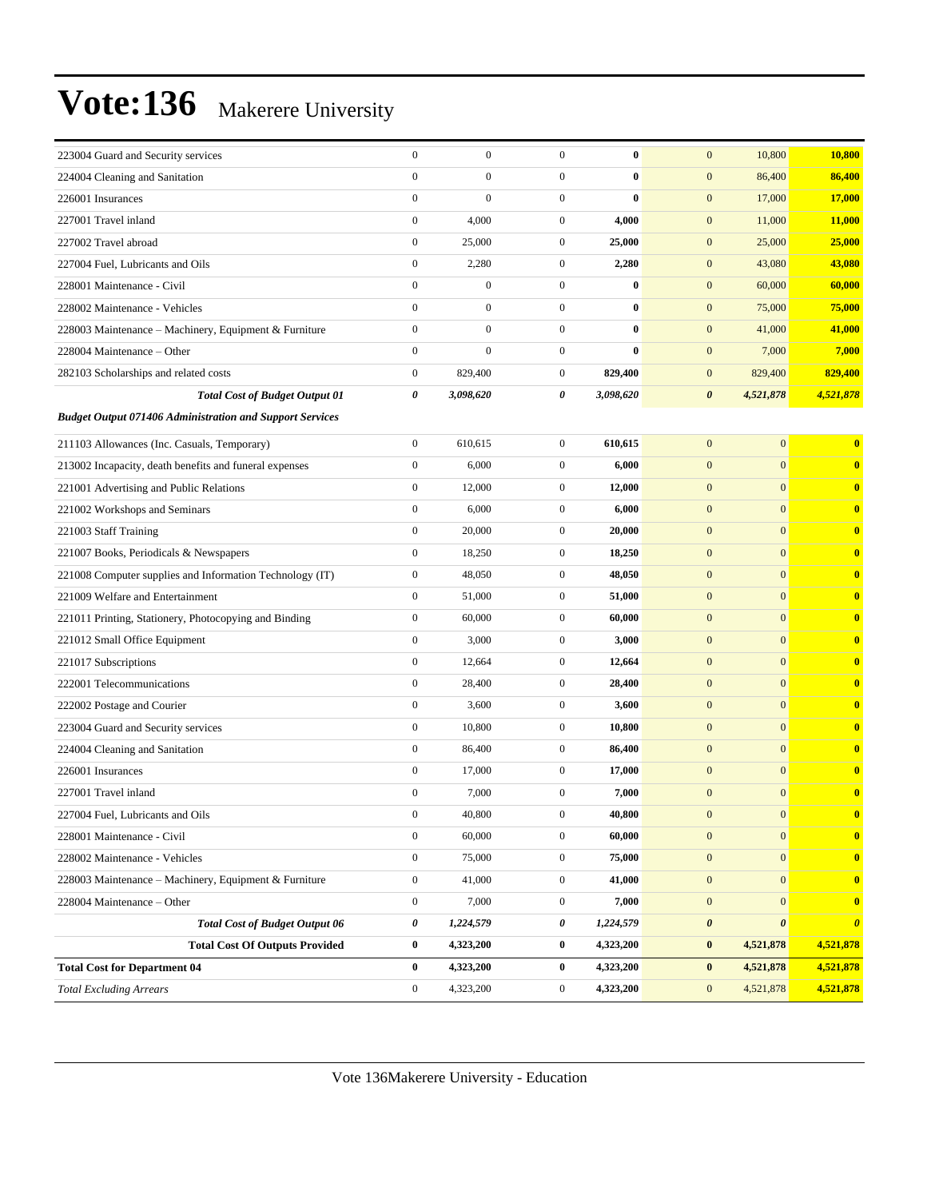# Vote:136 Makerere University

| | | | | | | | |
|---|---|---|---|---|---|---|---|
| 223004 Guard and Security services | 0 | 0 | 0 | **0** | 0 | 10,800 | **10,800** |
| 224004 Cleaning and Sanitation | 0 | 0 | 0 | **0** | 0 | 86,400 | **86,400** |
| 226001 Insurances | 0 | 0 | 0 | **0** | 0 | 17,000 | **17,000** |
| 227001 Travel inland | 0 | 4,000 | 0 | **4,000** | 0 | 11,000 | **11,000** |
| 227002 Travel abroad | 0 | 25,000 | 0 | **25,000** | 0 | 25,000 | **25,000** |
| 227004 Fuel, Lubricants and Oils | 0 | 2,280 | 0 | **2,280** | 0 | 43,080 | **43,080** |
| 228001 Maintenance - Civil | 0 | 0 | 0 | **0** | 0 | 60,000 | **60,000** |
| 228002 Maintenance - Vehicles | 0 | 0 | 0 | **0** | 0 | 75,000 | **75,000** |
| 228003 Maintenance – Machinery, Equipment & Furniture | 0 | 0 | 0 | **0** | 0 | 41,000 | **41,000** |
| 228004 Maintenance – Other | 0 | 0 | 0 | **0** | 0 | 7,000 | **7,000** |
| 282103 Scholarships and related costs | 0 | 829,400 | 0 | **829,400** | 0 | 829,400 | **829,400** |
| ***Total Cost of Budget Output 01*** | ***0*** | ***3,098,620*** | ***0*** | ***3,098,620*** | ***0*** | ***4,521,878*** | ***4,521,878*** |
| ***Budget Output 071406 Administration and Support Services*** | | | | | | | |
| 211103 Allowances (Inc. Casuals, Temporary) | 0 | 610,615 | 0 | **610,615** | 0 | 0 | **0** |
| 213002 Incapacity, death benefits and funeral expenses | 0 | 6,000 | 0 | **6,000** | 0 | 0 | **0** |
| 221001 Advertising and Public Relations | 0 | 12,000 | 0 | **12,000** | 0 | 0 | **0** |
| 221002 Workshops and Seminars | 0 | 6,000 | 0 | **6,000** | 0 | 0 | **0** |
| 221003 Staff Training | 0 | 20,000 | 0 | **20,000** | 0 | 0 | **0** |
| 221007 Books, Periodicals & Newspapers | 0 | 18,250 | 0 | **18,250** | 0 | 0 | **0** |
| 221008 Computer supplies and Information Technology (IT) | 0 | 48,050 | 0 | **48,050** | 0 | 0 | **0** |
| 221009 Welfare and Entertainment | 0 | 51,000 | 0 | **51,000** | 0 | 0 | **0** |
| 221011 Printing, Stationery, Photocopying and Binding | 0 | 60,000 | 0 | **60,000** | 0 | 0 | **0** |
| 221012 Small Office Equipment | 0 | 3,000 | 0 | **3,000** | 0 | 0 | **0** |
| 221017 Subscriptions | 0 | 12,664 | 0 | **12,664** | 0 | 0 | **0** |
| 222001 Telecommunications | 0 | 28,400 | 0 | **28,400** | 0 | 0 | **0** |
| 222002 Postage and Courier | 0 | 3,600 | 0 | **3,600** | 0 | 0 | **0** |
| 223004 Guard and Security services | 0 | 10,800 | 0 | **10,800** | 0 | 0 | **0** |
| 224004 Cleaning and Sanitation | 0 | 86,400 | 0 | **86,400** | 0 | 0 | **0** |
| 226001 Insurances | 0 | 17,000 | 0 | **17,000** | 0 | 0 | **0** |
| 227001 Travel inland | 0 | 7,000 | 0 | **7,000** | 0 | 0 | **0** |
| 227004 Fuel, Lubricants and Oils | 0 | 40,800 | 0 | **40,800** | 0 | 0 | **0** |
| 228001 Maintenance - Civil | 0 | 60,000 | 0 | **60,000** | 0 | 0 | **0** |
| 228002 Maintenance - Vehicles | 0 | 75,000 | 0 | **75,000** | 0 | 0 | **0** |
| 228003 Maintenance – Machinery, Equipment & Furniture | 0 | 41,000 | 0 | **41,000** | 0 | 0 | **0** |
| 228004 Maintenance – Other | 0 | 7,000 | 0 | **7,000** | 0 | 0 | **0** |
| ***Total Cost of Budget Output 06*** | ***0*** | ***1,224,579*** | ***0*** | ***1,224,579*** | ***0*** | ***0*** | ***0*** |
| **Total Cost Of Outputs Provided** | **0** | **4,323,200** | **0** | **4,323,200** | **0** | **4,521,878** | **4,521,878** |
| **Total Cost for Department 04** | **0** | **4,323,200** | **0** | **4,323,200** | **0** | **4,521,878** | **4,521,878** |
| *Total Excluding Arrears* | 0 | 4,323,200 | 0 | **4,323,200** | 0 | 4,521,878 | **4,521,878** |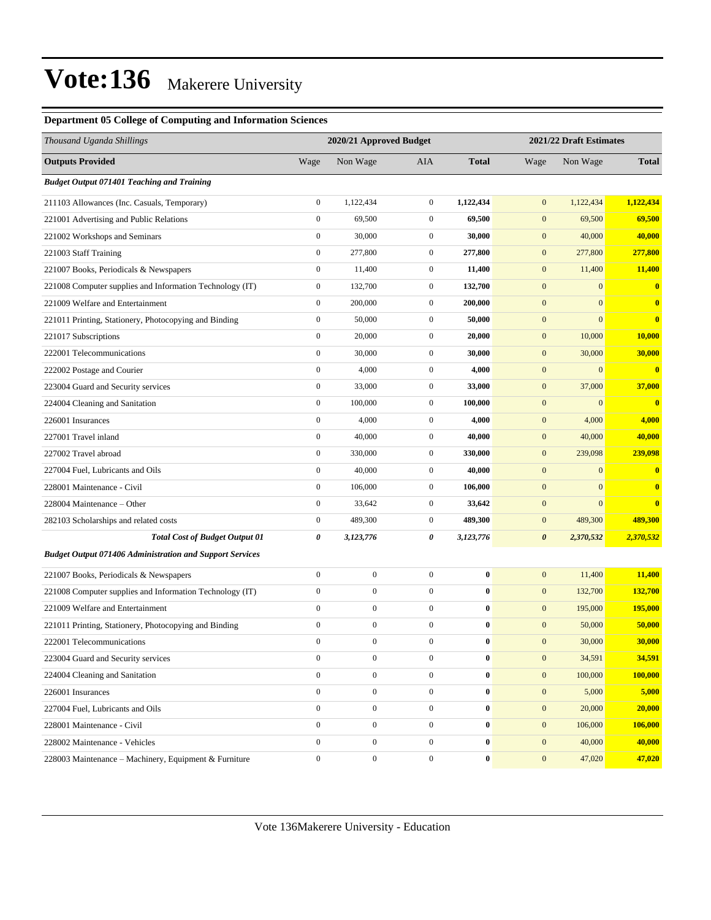# Vote:136 Makerere University

## Department 05 College of Computing and Information Sciences

| Thousand Uganda Shillings | 2020/21 Approved Budget | | | | 2021/22 Draft Estimates | | |
|---|---|---|---|---|---|---|---|
| **Outputs Provided** | Wage | Non Wage | AIA | **Total** | Wage | Non Wage | **Total** |
| ***Budget Output 071401 Teaching and Training*** | | | | | | | |
| 211103 Allowances (Inc. Casuals, Temporary) | 0 | 1,122,434 | 0 | **1,122,434** | 0 | 1,122,434 | **1,122,434** |
| 221001 Advertising and Public Relations | 0 | 69,500 | 0 | **69,500** | 0 | 69,500 | **69,500** |
| 221002 Workshops and Seminars | 0 | 30,000 | 0 | **30,000** | 0 | 40,000 | **40,000** |
| 221003 Staff Training | 0 | 277,800 | 0 | **277,800** | 0 | 277,800 | **277,800** |
| 221007 Books, Periodicals & Newspapers | 0 | 11,400 | 0 | **11,400** | 0 | 11,400 | **11,400** |
| 221008 Computer supplies and Information Technology (IT) | 0 | 132,700 | 0 | **132,700** | 0 | 0 | **0** |
| 221009 Welfare and Entertainment | 0 | 200,000 | 0 | **200,000** | 0 | 0 | **0** |
| 221011 Printing, Stationery, Photocopying and Binding | 0 | 50,000 | 0 | **50,000** | 0 | 0 | **0** |
| 221017 Subscriptions | 0 | 20,000 | 0 | **20,000** | 0 | 10,000 | **10,000** |
| 222001 Telecommunications | 0 | 30,000 | 0 | **30,000** | 0 | 30,000 | **30,000** |
| 222002 Postage and Courier | 0 | 4,000 | 0 | **4,000** | 0 | 0 | **0** |
| 223004 Guard and Security services | 0 | 33,000 | 0 | **33,000** | 0 | 37,000 | **37,000** |
| 224004 Cleaning and Sanitation | 0 | 100,000 | 0 | **100,000** | 0 | 0 | **0** |
| 226001 Insurances | 0 | 4,000 | 0 | **4,000** | 0 | 4,000 | **4,000** |
| 227001 Travel inland | 0 | 40,000 | 0 | **40,000** | 0 | 40,000 | **40,000** |
| 227002 Travel abroad | 0 | 330,000 | 0 | **330,000** | 0 | 239,098 | **239,098** |
| 227004 Fuel, Lubricants and Oils | 0 | 40,000 | 0 | **40,000** | 0 | 0 | **0** |
| 228001 Maintenance - Civil | 0 | 106,000 | 0 | **106,000** | 0 | 0 | **0** |
| 228004 Maintenance – Other | 0 | 33,642 | 0 | **33,642** | 0 | 0 | **0** |
| 282103 Scholarships and related costs | 0 | 489,300 | 0 | **489,300** | 0 | 489,300 | **489,300** |
| ***Total Cost of Budget Output 01*** | ***0*** | ***3,123,776*** | ***0*** | ***3,123,776*** | ***0*** | ***2,370,532*** | ***2,370,532*** |
| ***Budget Output 071406 Administration and Support Services*** | | | | | | | |
| 221007 Books, Periodicals & Newspapers | 0 | 0 | 0 | **0** | 0 | 11,400 | **11,400** |
| 221008 Computer supplies and Information Technology (IT) | 0 | 0 | 0 | **0** | 0 | 132,700 | **132,700** |
| 221009 Welfare and Entertainment | 0 | 0 | 0 | **0** | 0 | 195,000 | **195,000** |
| 221011 Printing, Stationery, Photocopying and Binding | 0 | 0 | 0 | **0** | 0 | 50,000 | **50,000** |
| 222001 Telecommunications | 0 | 0 | 0 | **0** | 0 | 30,000 | **30,000** |
| 223004 Guard and Security services | 0 | 0 | 0 | **0** | 0 | 34,591 | **34,591** |
| 224004 Cleaning and Sanitation | 0 | 0 | 0 | **0** | 0 | 100,000 | **100,000** |
| 226001 Insurances | 0 | 0 | 0 | **0** | 0 | 5,000 | **5,000** |
| 227004 Fuel, Lubricants and Oils | 0 | 0 | 0 | **0** | 0 | 20,000 | **20,000** |
| 228001 Maintenance - Civil | 0 | 0 | 0 | **0** | 0 | 106,000 | **106,000** |
| 228002 Maintenance - Vehicles | 0 | 0 | 0 | **0** | 0 | 40,000 | **40,000** |
| 228003 Maintenance – Machinery, Equipment & Furniture | 0 | 0 | 0 | **0** | 0 | 47,020 | **47,020** |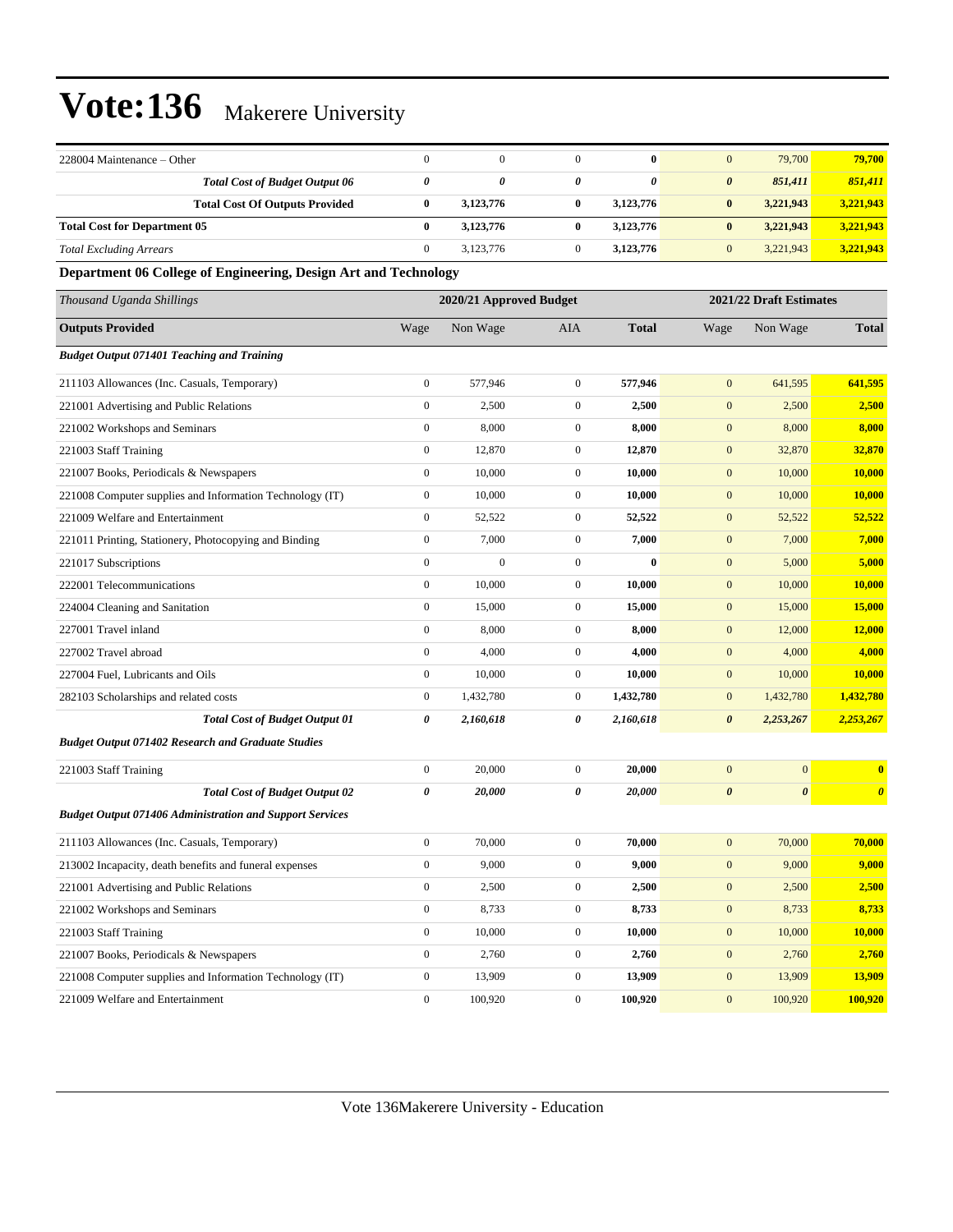# Vote:136 Makerere University

| | | | | | | | |
|---|---|---|---|---|---|---|---|
| 228004 Maintenance – Other | 0 | 0 | 0 | **0** | 0 | 79,700 | **79,700** |
| ***Total Cost of Budget Output 06*** | ***0*** | ***0*** | ***0*** | ***0*** | ***0*** | ***851,411*** | ***851,411*** |
| **Total Cost Of Outputs Provided** | **0** | **3,123,776** | **0** | **3,123,776** | **0** | **3,221,943** | **3,221,943** |
| **Total Cost for Department 05** | **0** | **3,123,776** | **0** | **3,123,776** | **0** | **3,221,943** | **3,221,943** |
| *Total Excluding Arrears* | 0 | 3,123,776 | 0 | **3,123,776** | 0 | 3,221,943 | **3,221,943** |

**Department 06 College of Engineering, Design Art and Technology**

| *Thousand Uganda Shillings* | 2020/21 Approved Budget | | | | 2021/22 Draft Estimates | | |
|---|---|---|---|---|---|---|---|
| **Outputs Provided** | Wage | Non Wage | AIA | **Total** | Wage | Non Wage | **Total** |
| ***Budget Output 071401 Teaching and Training*** | | | | | | | |
| 211103 Allowances (Inc. Casuals, Temporary) | 0 | 577,946 | 0 | **577,946** | 0 | 641,595 | **641,595** |
| 221001 Advertising and Public Relations | 0 | 2,500 | 0 | **2,500** | 0 | 2,500 | **2,500** |
| 221002 Workshops and Seminars | 0 | 8,000 | 0 | **8,000** | 0 | 8,000 | **8,000** |
| 221003 Staff Training | 0 | 12,870 | 0 | **12,870** | 0 | 32,870 | **32,870** |
| 221007 Books, Periodicals & Newspapers | 0 | 10,000 | 0 | **10,000** | 0 | 10,000 | **10,000** |
| 221008 Computer supplies and Information Technology (IT) | 0 | 10,000 | 0 | **10,000** | 0 | 10,000 | **10,000** |
| 221009 Welfare and Entertainment | 0 | 52,522 | 0 | **52,522** | 0 | 52,522 | **52,522** |
| 221011 Printing, Stationery, Photocopying and Binding | 0 | 7,000 | 0 | **7,000** | 0 | 7,000 | **7,000** |
| 221017 Subscriptions | 0 | 0 | 0 | **0** | 0 | 5,000 | **5,000** |
| 222001 Telecommunications | 0 | 10,000 | 0 | **10,000** | 0 | 10,000 | **10,000** |
| 224004 Cleaning and Sanitation | 0 | 15,000 | 0 | **15,000** | 0 | 15,000 | **15,000** |
| 227001 Travel inland | 0 | 8,000 | 0 | **8,000** | 0 | 12,000 | **12,000** |
| 227002 Travel abroad | 0 | 4,000 | 0 | **4,000** | 0 | 4,000 | **4,000** |
| 227004 Fuel, Lubricants and Oils | 0 | 10,000 | 0 | **10,000** | 0 | 10,000 | **10,000** |
| 282103 Scholarships and related costs | 0 | 1,432,780 | 0 | **1,432,780** | 0 | 1,432,780 | **1,432,780** |
| ***Total Cost of Budget Output 01*** | ***0*** | ***2,160,618*** | ***0*** | ***2,160,618*** | ***0*** | ***2,253,267*** | ***2,253,267*** |
| ***Budget Output 071402 Research and Graduate Studies*** | | | | | | | |
| 221003 Staff Training | 0 | 20,000 | 0 | **20,000** | 0 | 0 | **0** |
| ***Total Cost of Budget Output 02*** | ***0*** | ***20,000*** | ***0*** | ***20,000*** | ***0*** | ***0*** | ***0*** |
| ***Budget Output 071406 Administration and Support Services*** | | | | | | | |
| 211103 Allowances (Inc. Casuals, Temporary) | 0 | 70,000 | 0 | **70,000** | 0 | 70,000 | **70,000** |
| 213002 Incapacity, death benefits and funeral expenses | 0 | 9,000 | 0 | **9,000** | 0 | 9,000 | **9,000** |
| 221001 Advertising and Public Relations | 0 | 2,500 | 0 | **2,500** | 0 | 2,500 | **2,500** |
| 221002 Workshops and Seminars | 0 | 8,733 | 0 | **8,733** | 0 | 8,733 | **8,733** |
| 221003 Staff Training | 0 | 10,000 | 0 | **10,000** | 0 | 10,000 | **10,000** |
| 221007 Books, Periodicals & Newspapers | 0 | 2,760 | 0 | **2,760** | 0 | 2,760 | **2,760** |
| 221008 Computer supplies and Information Technology (IT) | 0 | 13,909 | 0 | **13,909** | 0 | 13,909 | **13,909** |
| 221009 Welfare and Entertainment | 0 | 100,920 | 0 | **100,920** | 0 | 100,920 | **100,920** |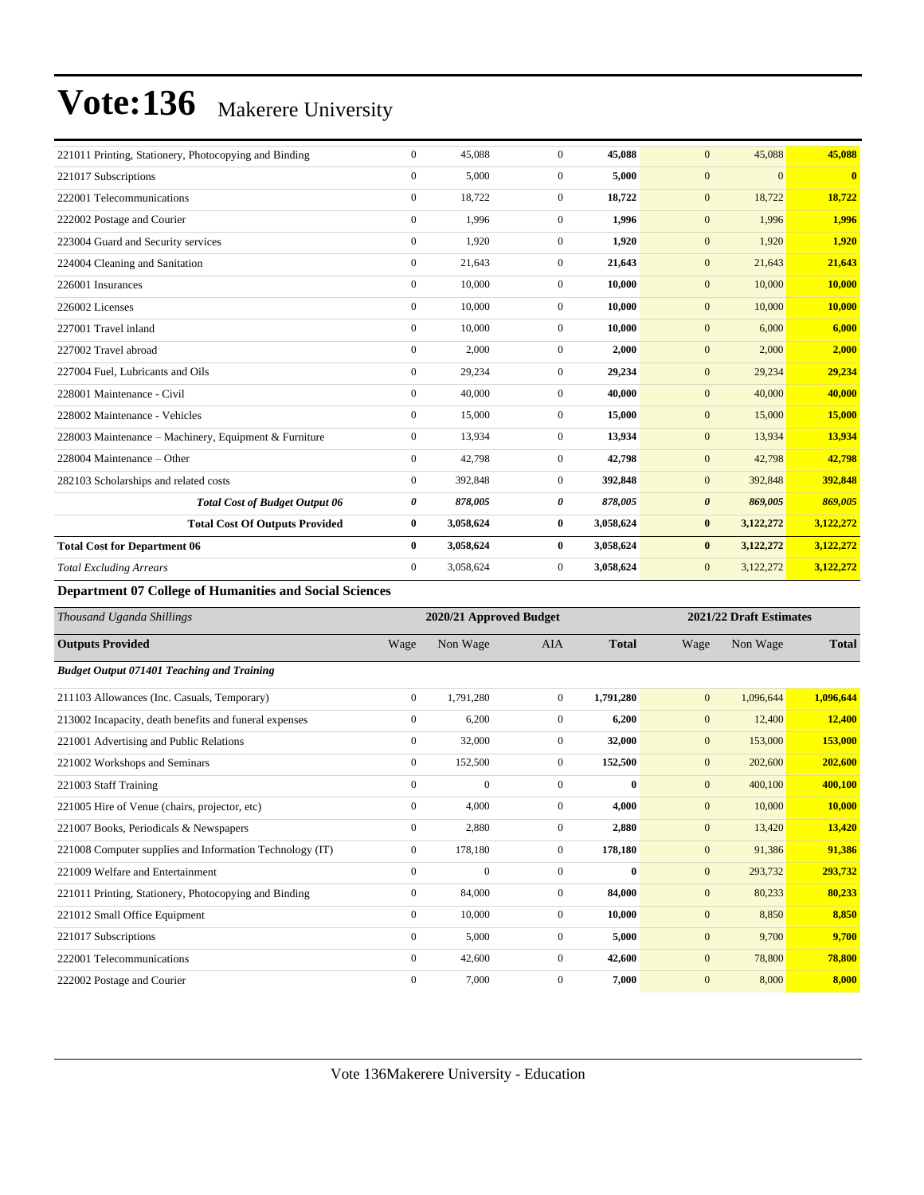| | | | | | | | |
|---|---|---|---|---|---|---|---|
| 221011 Printing, Stationery, Photocopying and Binding | 0 | 45,088 | 0 | **45,088** | 0 | 45,088 | **45,088** |
| 221017 Subscriptions | 0 | 5,000 | 0 | **5,000** | 0 | 0 | **0** |
| 222001 Telecommunications | 0 | 18,722 | 0 | **18,722** | 0 | 18,722 | **18,722** |
| 222002 Postage and Courier | 0 | 1,996 | 0 | **1,996** | 0 | 1,996 | **1,996** |
| 223004 Guard and Security services | 0 | 1,920 | 0 | **1,920** | 0 | 1,920 | **1,920** |
| 224004 Cleaning and Sanitation | 0 | 21,643 | 0 | **21,643** | 0 | 21,643 | **21,643** |
| 226001 Insurances | 0 | 10,000 | 0 | **10,000** | 0 | 10,000 | **10,000** |
| 226002 Licenses | 0 | 10,000 | 0 | **10,000** | 0 | 10,000 | **10,000** |
| 227001 Travel inland | 0 | 10,000 | 0 | **10,000** | 0 | 6,000 | **6,000** |
| 227002 Travel abroad | 0 | 2,000 | 0 | **2,000** | 0 | 2,000 | **2,000** |
| 227004 Fuel, Lubricants and Oils | 0 | 29,234 | 0 | **29,234** | 0 | 29,234 | **29,234** |
| 228001 Maintenance - Civil | 0 | 40,000 | 0 | **40,000** | 0 | 40,000 | **40,000** |
| 228002 Maintenance - Vehicles | 0 | 15,000 | 0 | **15,000** | 0 | 15,000 | **15,000** |
| 228003 Maintenance – Machinery, Equipment & Furniture | 0 | 13,934 | 0 | **13,934** | 0 | 13,934 | **13,934** |
| 228004 Maintenance – Other | 0 | 42,798 | 0 | **42,798** | 0 | 42,798 | **42,798** |
| 282103 Scholarships and related costs | 0 | 392,848 | 0 | **392,848** | 0 | 392,848 | **392,848** |
| ***Total Cost of Budget Output 06*** | ***0*** | ***878,005*** | ***0*** | ***878,005*** | ***0*** | ***869,005*** | ***869,005*** |
| **Total Cost Of Outputs Provided** | **0** | **3,058,624** | **0** | **3,058,624** | **0** | **3,122,272** | **3,122,272** |
| **Total Cost for Department 06** | **0** | **3,058,624** | **0** | **3,058,624** | **0** | **3,122,272** | **3,122,272** |
| *Total Excluding Arrears* | 0 | 3,058,624 | 0 | **3,058,624** | 0 | 3,122,272 | **3,122,272** |

**Department 07 College of Humanities and Social Sciences**

| *Thousand Uganda Shillings* | 2020/21 Approved Budget | | | | 2021/22 Draft Estimates | | |
|---|---|---|---|---|---|---|---|
| **Outputs Provided** | Wage | Non Wage | AIA | **Total** | Wage | Non Wage | **Total** |
| ***Budget Output 071401 Teaching and Training*** | | | | | | | |
| 211103 Allowances (Inc. Casuals, Temporary) | 0 | 1,791,280 | 0 | **1,791,280** | 0 | 1,096,644 | **1,096,644** |
| 213002 Incapacity, death benefits and funeral expenses | 0 | 6,200 | 0 | **6,200** | 0 | 12,400 | **12,400** |
| 221001 Advertising and Public Relations | 0 | 32,000 | 0 | **32,000** | 0 | 153,000 | **153,000** |
| 221002 Workshops and Seminars | 0 | 152,500 | 0 | **152,500** | 0 | 202,600 | **202,600** |
| 221003 Staff Training | 0 | 0 | 0 | **0** | 0 | 400,100 | **400,100** |
| 221005 Hire of Venue (chairs, projector, etc) | 0 | 4,000 | 0 | **4,000** | 0 | 10,000 | **10,000** |
| 221007 Books, Periodicals & Newspapers | 0 | 2,880 | 0 | **2,880** | 0 | 13,420 | **13,420** |
| 221008 Computer supplies and Information Technology (IT) | 0 | 178,180 | 0 | **178,180** | 0 | 91,386 | **91,386** |
| 221009 Welfare and Entertainment | 0 | 0 | 0 | **0** | 0 | 293,732 | **293,732** |
| 221011 Printing, Stationery, Photocopying and Binding | 0 | 84,000 | 0 | **84,000** | 0 | 80,233 | **80,233** |
| 221012 Small Office Equipment | 0 | 10,000 | 0 | **10,000** | 0 | 8,850 | **8,850** |
| 221017 Subscriptions | 0 | 5,000 | 0 | **5,000** | 0 | 9,700 | **9,700** |
| 222001 Telecommunications | 0 | 42,600 | 0 | **42,600** | 0 | 78,800 | **78,800** |
| 222002 Postage and Courier | 0 | 7,000 | 0 | **7,000** | 0 | 8,000 | **8,000** |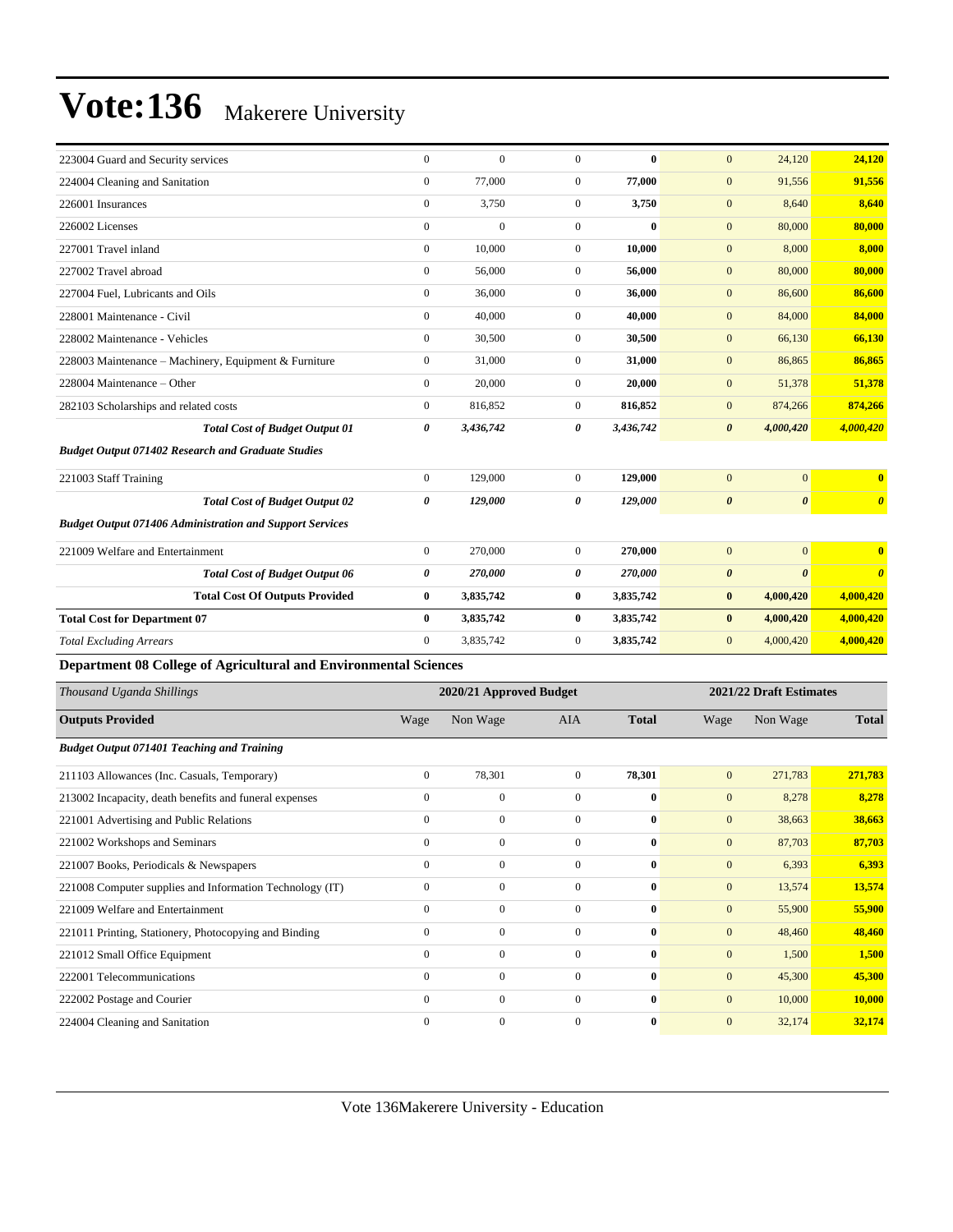| | | | | | | | |
|---|---|---|---|---|---|---|---|
| 223004 Guard and Security services | 0 | 0 | 0 | **0** | 0 | 24,120 | **24,120** |
| 224004 Cleaning and Sanitation | 0 | 77,000 | 0 | **77,000** | 0 | 91,556 | **91,556** |
| 226001 Insurances | 0 | 3,750 | 0 | **3,750** | 0 | 8,640 | **8,640** |
| 226002 Licenses | 0 | 0 | 0 | **0** | 0 | 80,000 | **80,000** |
| 227001 Travel inland | 0 | 10,000 | 0 | **10,000** | 0 | 8,000 | **8,000** |
| 227002 Travel abroad | 0 | 56,000 | 0 | **56,000** | 0 | 80,000 | **80,000** |
| 227004 Fuel, Lubricants and Oils | 0 | 36,000 | 0 | **36,000** | 0 | 86,600 | **86,600** |
| 228001 Maintenance - Civil | 0 | 40,000 | 0 | **40,000** | 0 | 84,000 | **84,000** |
| 228002 Maintenance - Vehicles | 0 | 30,500 | 0 | **30,500** | 0 | 66,130 | **66,130** |
| 228003 Maintenance – Machinery, Equipment & Furniture | 0 | 31,000 | 0 | **31,000** | 0 | 86,865 | **86,865** |
| 228004 Maintenance – Other | 0 | 20,000 | 0 | **20,000** | 0 | 51,378 | **51,378** |
| 282103 Scholarships and related costs | 0 | 816,852 | 0 | **816,852** | 0 | 874,266 | **874,266** |
| ***Total Cost of Budget Output 01*** | ***0*** | ***3,436,742*** | ***0*** | ***3,436,742*** | ***0*** | ***4,000,420*** | ***4,000,420*** |
| ***Budget Output 071402 Research and Graduate Studies*** | | | | | | | |
| 221003 Staff Training | 0 | 129,000 | 0 | **129,000** | 0 | 0 | **0** |
| ***Total Cost of Budget Output 02*** | ***0*** | ***129,000*** | ***0*** | ***129,000*** | ***0*** | ***0*** | ***0*** |
| ***Budget Output 071406 Administration and Support Services*** | | | | | | | |
| 221009 Welfare and Entertainment | 0 | 270,000 | 0 | **270,000** | 0 | 0 | **0** |
| ***Total Cost of Budget Output 06*** | ***0*** | ***270,000*** | ***0*** | ***270,000*** | ***0*** | ***0*** | ***0*** |
| **Total Cost Of Outputs Provided** | **0** | **3,835,742** | **0** | **3,835,742** | **0** | **4,000,420** | **4,000,420** |
| **Total Cost for Department 07** | **0** | **3,835,742** | **0** | **3,835,742** | **0** | **4,000,420** | **4,000,420** |
| *Total Excluding Arrears* | 0 | 3,835,742 | 0 | 3,835,742 | 0 | 4,000,420 | **4,000,420** |

**Department 08 College of Agricultural and Environmental Sciences**

| *Thousand Uganda Shillings* | 2020/21 Approved Budget | | | | 2021/22 Draft Estimates | | |
|---|---|---|---|---|---|---|---|
| **Outputs Provided** | Wage | Non Wage | AIA | **Total** | Wage | Non Wage | **Total** |
| ***Budget Output 071401 Teaching and Training*** | | | | | | | |
| 211103 Allowances (Inc. Casuals, Temporary) | 0 | 78,301 | 0 | **78,301** | 0 | 271,783 | **271,783** |
| 213002 Incapacity, death benefits and funeral expenses | 0 | 0 | 0 | **0** | 0 | 8,278 | **8,278** |
| 221001 Advertising and Public Relations | 0 | 0 | 0 | **0** | 0 | 38,663 | **38,663** |
| 221002 Workshops and Seminars | 0 | 0 | 0 | **0** | 0 | 87,703 | **87,703** |
| 221007 Books, Periodicals & Newspapers | 0 | 0 | 0 | **0** | 0 | 6,393 | **6,393** |
| 221008 Computer supplies and Information Technology (IT) | 0 | 0 | 0 | **0** | 0 | 13,574 | **13,574** |
| 221009 Welfare and Entertainment | 0 | 0 | 0 | **0** | 0 | 55,900 | **55,900** |
| 221011 Printing, Stationery, Photocopying and Binding | 0 | 0 | 0 | **0** | 0 | 48,460 | **48,460** |
| 221012 Small Office Equipment | 0 | 0 | 0 | **0** | 0 | 1,500 | **1,500** |
| 222001 Telecommunications | 0 | 0 | 0 | **0** | 0 | 45,300 | **45,300** |
| 222002 Postage and Courier | 0 | 0 | 0 | **0** | 0 | 10,000 | **10,000** |
| 224004 Cleaning and Sanitation | 0 | 0 | 0 | **0** | 0 | 32,174 | **32,174** |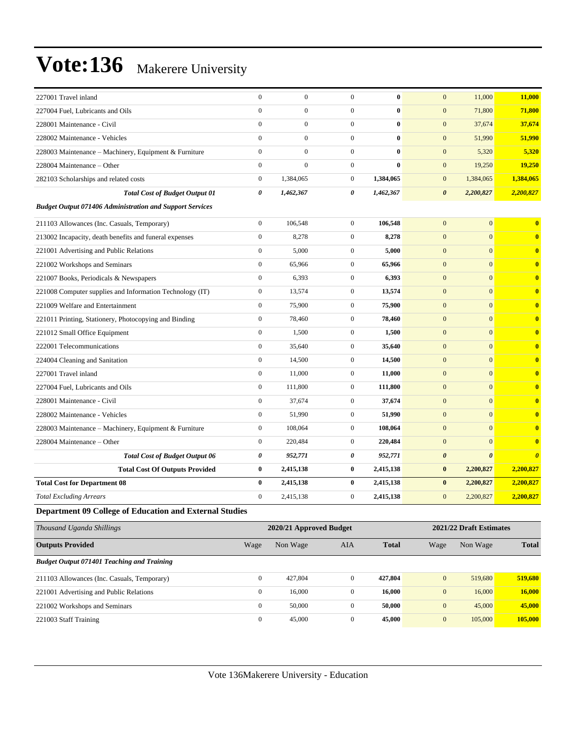| | | | | | | | |
|---|---|---|---|---|---|---|---|
| 227001 Travel inland | 0 | 0 | 0 | **0** | 0 | 11,000 | **11,000** |
| 227004 Fuel, Lubricants and Oils | 0 | 0 | 0 | **0** | 0 | 71,800 | **71,800** |
| 228001 Maintenance - Civil | 0 | 0 | 0 | **0** | 0 | 37,674 | **37,674** |
| 228002 Maintenance - Vehicles | 0 | 0 | 0 | **0** | 0 | 51,990 | **51,990** |
| 228003 Maintenance – Machinery, Equipment & Furniture | 0 | 0 | 0 | **0** | 0 | 5,320 | **5,320** |
| 228004 Maintenance – Other | 0 | 0 | 0 | **0** | 0 | 19,250 | **19,250** |
| 282103 Scholarships and related costs | 0 | 1,384,065 | 0 | **1,384,065** | 0 | 1,384,065 | **1,384,065** |
| ***Total Cost of Budget Output 01*** | ***0*** | ***1,462,367*** | ***0*** | ***1,462,367*** | ***0*** | ***2,200,827*** | ***2,200,827*** |
| ***Budget Output 071406 Administration and Support Services*** | | | | | | | |
| 211103 Allowances (Inc. Casuals, Temporary) | 0 | 106,548 | 0 | **106,548** | 0 | 0 | **0** |
| 213002 Incapacity, death benefits and funeral expenses | 0 | 8,278 | 0 | **8,278** | 0 | 0 | **0** |
| 221001 Advertising and Public Relations | 0 | 5,000 | 0 | **5,000** | 0 | 0 | **0** |
| 221002 Workshops and Seminars | 0 | 65,966 | 0 | **65,966** | 0 | 0 | **0** |
| 221007 Books, Periodicals & Newspapers | 0 | 6,393 | 0 | **6,393** | 0 | 0 | **0** |
| 221008 Computer supplies and Information Technology (IT) | 0 | 13,574 | 0 | **13,574** | 0 | 0 | **0** |
| 221009 Welfare and Entertainment | 0 | 75,900 | 0 | **75,900** | 0 | 0 | **0** |
| 221011 Printing, Stationery, Photocopying and Binding | 0 | 78,460 | 0 | **78,460** | 0 | 0 | **0** |
| 221012 Small Office Equipment | 0 | 1,500 | 0 | **1,500** | 0 | 0 | **0** |
| 222001 Telecommunications | 0 | 35,640 | 0 | **35,640** | 0 | 0 | **0** |
| 224004 Cleaning and Sanitation | 0 | 14,500 | 0 | **14,500** | 0 | 0 | **0** |
| 227001 Travel inland | 0 | 11,000 | 0 | **11,000** | 0 | 0 | **0** |
| 227004 Fuel, Lubricants and Oils | 0 | 111,800 | 0 | **111,800** | 0 | 0 | **0** |
| 228001 Maintenance - Civil | 0 | 37,674 | 0 | **37,674** | 0 | 0 | **0** |
| 228002 Maintenance - Vehicles | 0 | 51,990 | 0 | **51,990** | 0 | 0 | **0** |
| 228003 Maintenance – Machinery, Equipment & Furniture | 0 | 108,064 | 0 | **108,064** | 0 | 0 | **0** |
| 228004 Maintenance – Other | 0 | 220,484 | 0 | **220,484** | 0 | 0 | **0** |
| ***Total Cost of Budget Output 06*** | ***0*** | ***952,771*** | ***0*** | ***952,771*** | ***0*** | ***0*** | ***0*** |
| **Total Cost Of Outputs Provided** | **0** | **2,415,138** | **0** | **2,415,138** | **0** | **2,200,827** | **2,200,827** |
| **Total Cost for Department 08** | **0** | **2,415,138** | **0** | **2,415,138** | **0** | **2,200,827** | **2,200,827** |
| *Total Excluding Arrears* | 0 | 2,415,138 | 0 | **2,415,138** | 0 | 2,200,827 | **2,200,827** |

**Department 09 College of Education and External Studies**

| *Thousand Uganda Shillings* | 2020/21 Approved Budget | | | | 2021/22 Draft Estimates | | |
|---|---|---|---|---|---|---|---|
| **Outputs Provided** | Wage | Non Wage | AIA | **Total** | Wage | Non Wage | **Total** |
| ***Budget Output 071401 Teaching and Training*** | | | | | | | |
| 211103 Allowances (Inc. Casuals, Temporary) | 0 | 427,804 | 0 | **427,804** | 0 | 519,680 | **519,680** |
| 221001 Advertising and Public Relations | 0 | 16,000 | 0 | **16,000** | 0 | 16,000 | **16,000** |
| 221002 Workshops and Seminars | 0 | 50,000 | 0 | **50,000** | 0 | 45,000 | **45,000** |
| 221003 Staff Training | 0 | 45,000 | 0 | **45,000** | 0 | 105,000 | **105,000** |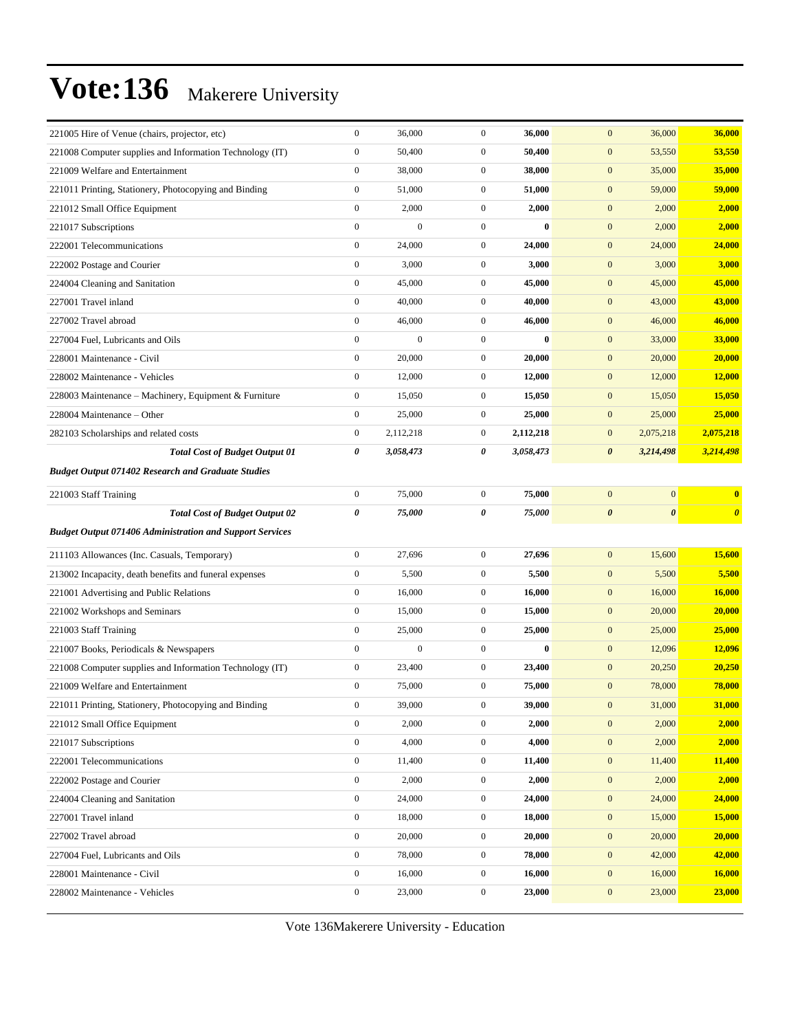# Vote:136 Makerere University

| | | | | | | | |
|---|---|---|---|---|---|---|---|
| 221005 Hire of Venue (chairs, projector, etc) | 0 | 36,000 | 0 | **36,000** | 0 | 36,000 | **36,000** |
| 221008 Computer supplies and Information Technology (IT) | 0 | 50,400 | 0 | **50,400** | 0 | 53,550 | **53,550** |
| 221009 Welfare and Entertainment | 0 | 38,000 | 0 | **38,000** | 0 | 35,000 | **35,000** |
| 221011 Printing, Stationery, Photocopying and Binding | 0 | 51,000 | 0 | **51,000** | 0 | 59,000 | **59,000** |
| 221012 Small Office Equipment | 0 | 2,000 | 0 | **2,000** | 0 | 2,000 | **2,000** |
| 221017 Subscriptions | 0 | 0 | 0 | **0** | 0 | 2,000 | **2,000** |
| 222001 Telecommunications | 0 | 24,000 | 0 | **24,000** | 0 | 24,000 | **24,000** |
| 222002 Postage and Courier | 0 | 3,000 | 0 | **3,000** | 0 | 3,000 | **3,000** |
| 224004 Cleaning and Sanitation | 0 | 45,000 | 0 | **45,000** | 0 | 45,000 | **45,000** |
| 227001 Travel inland | 0 | 40,000 | 0 | **40,000** | 0 | 43,000 | **43,000** |
| 227002 Travel abroad | 0 | 46,000 | 0 | **46,000** | 0 | 46,000 | **46,000** |
| 227004 Fuel, Lubricants and Oils | 0 | 0 | 0 | **0** | 0 | 33,000 | **33,000** |
| 228001 Maintenance - Civil | 0 | 20,000 | 0 | **20,000** | 0 | 20,000 | **20,000** |
| 228002 Maintenance - Vehicles | 0 | 12,000 | 0 | **12,000** | 0 | 12,000 | **12,000** |
| 228003 Maintenance – Machinery, Equipment & Furniture | 0 | 15,050 | 0 | **15,050** | 0 | 15,050 | **15,050** |
| 228004 Maintenance – Other | 0 | 25,000 | 0 | **25,000** | 0 | 25,000 | **25,000** |
| 282103 Scholarships and related costs | 0 | 2,112,218 | 0 | **2,112,218** | 0 | 2,075,218 | **2,075,218** |
| ***Total Cost of Budget Output 01*** | ***0*** | ***3,058,473*** | ***0*** | ***3,058,473*** | ***0*** | ***3,214,498*** | ***3,214,498*** |
| ***Budget Output 071402 Research and Graduate Studies*** | | | | | | | |
| 221003 Staff Training | 0 | 75,000 | 0 | **75,000** | 0 | 0 | **0** |
| ***Total Cost of Budget Output 02*** | ***0*** | ***75,000*** | ***0*** | ***75,000*** | ***0*** | ***0*** | ***0*** |
| ***Budget Output 071406 Administration and Support Services*** | | | | | | | |
| 211103 Allowances (Inc. Casuals, Temporary) | 0 | 27,696 | 0 | **27,696** | 0 | 15,600 | **15,600** |
| 213002 Incapacity, death benefits and funeral expenses | 0 | 5,500 | 0 | **5,500** | 0 | 5,500 | **5,500** |
| 221001 Advertising and Public Relations | 0 | 16,000 | 0 | **16,000** | 0 | 16,000 | **16,000** |
| 221002 Workshops and Seminars | 0 | 15,000 | 0 | **15,000** | 0 | 20,000 | **20,000** |
| 221003 Staff Training | 0 | 25,000 | 0 | **25,000** | 0 | 25,000 | **25,000** |
| 221007 Books, Periodicals & Newspapers | 0 | 0 | 0 | **0** | 0 | 12,096 | **12,096** |
| 221008 Computer supplies and Information Technology (IT) | 0 | 23,400 | 0 | **23,400** | 0 | 20,250 | **20,250** |
| 221009 Welfare and Entertainment | 0 | 75,000 | 0 | **75,000** | 0 | 78,000 | **78,000** |
| 221011 Printing, Stationery, Photocopying and Binding | 0 | 39,000 | 0 | **39,000** | 0 | 31,000 | **31,000** |
| 221012 Small Office Equipment | 0 | 2,000 | 0 | **2,000** | 0 | 2,000 | **2,000** |
| 221017 Subscriptions | 0 | 4,000 | 0 | **4,000** | 0 | 2,000 | **2,000** |
| 222001 Telecommunications | 0 | 11,400 | 0 | **11,400** | 0 | 11,400 | **11,400** |
| 222002 Postage and Courier | 0 | 2,000 | 0 | **2,000** | 0 | 2,000 | **2,000** |
| 224004 Cleaning and Sanitation | 0 | 24,000 | 0 | **24,000** | 0 | 24,000 | **24,000** |
| 227001 Travel inland | 0 | 18,000 | 0 | **18,000** | 0 | 15,000 | **15,000** |
| 227002 Travel abroad | 0 | 20,000 | 0 | **20,000** | 0 | 20,000 | **20,000** |
| 227004 Fuel, Lubricants and Oils | 0 | 78,000 | 0 | **78,000** | 0 | 42,000 | **42,000** |
| 228001 Maintenance - Civil | 0 | 16,000 | 0 | **16,000** | 0 | 16,000 | **16,000** |
| 228002 Maintenance - Vehicles | 0 | 23,000 | 0 | **23,000** | 0 | 23,000 | **23,000** |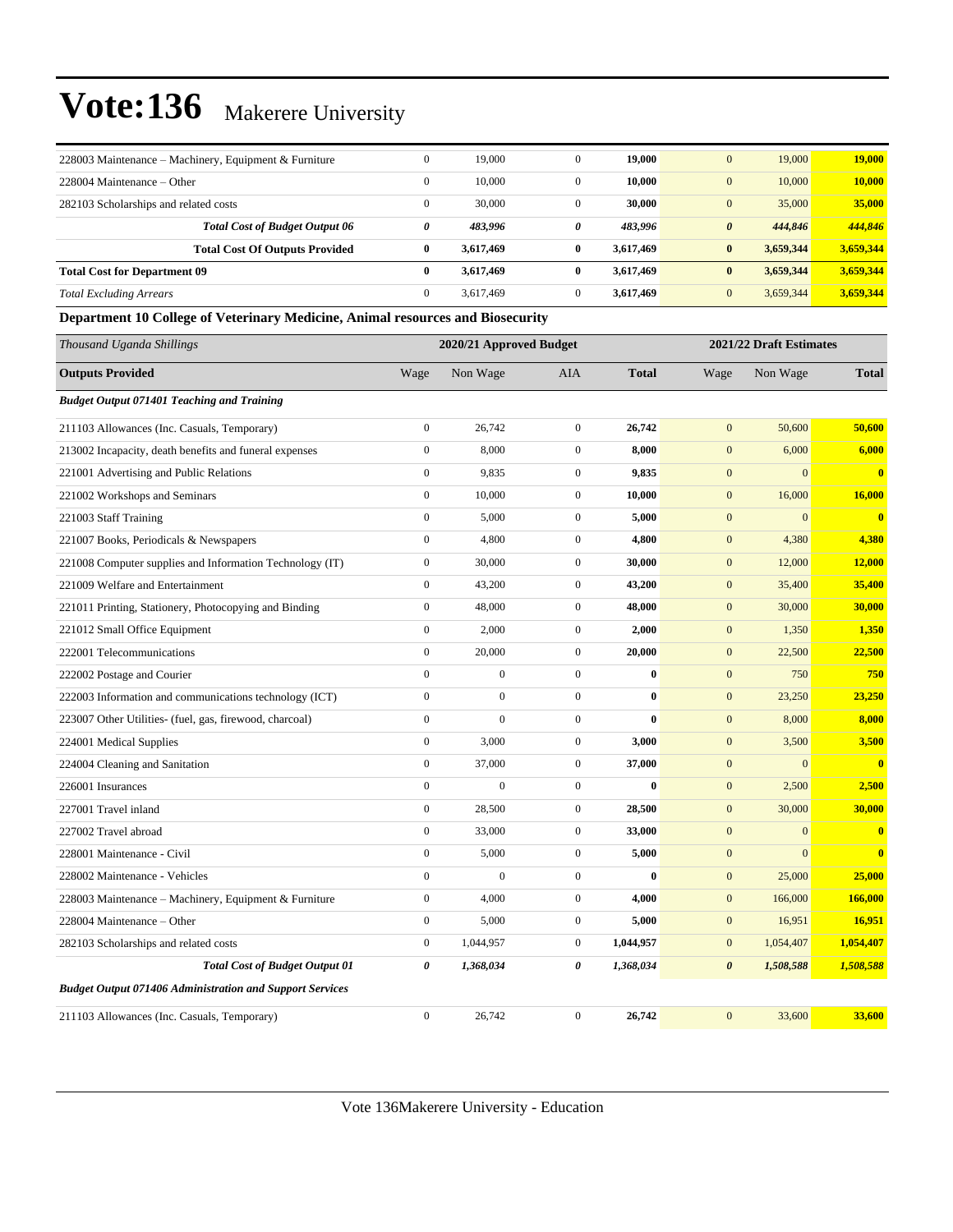| | | | | | | | |
|---|---|---|---|---|---|---|---|
| 228003 Maintenance – Machinery, Equipment & Furniture | 0 | 19,000 | 0 | **19,000** | 0 | 19,000 | **19,000** |
| 228004 Maintenance – Other | 0 | 10,000 | 0 | **10,000** | 0 | 10,000 | **10,000** |
| 282103 Scholarships and related costs | 0 | 30,000 | 0 | **30,000** | 0 | 35,000 | **35,000** |
| ***Total Cost of Budget Output 06*** | ***0*** | ***483,996*** | ***0*** | ***483,996*** | ***0*** | ***444,846*** | ***444,846*** |
| **Total Cost Of Outputs Provided** | **0** | **3,617,469** | **0** | **3,617,469** | **0** | **3,659,344** | **3,659,344** |
| **Total Cost for Department 09** | **0** | **3,617,469** | **0** | **3,617,469** | **0** | **3,659,344** | **3,659,344** |
| *Total Excluding Arrears* | 0 | 3,617,469 | 0 | **3,617,469** | 0 | 3,659,344 | **3,659,344** |

**Department 10 College of Veterinary Medicine, Animal resources and Biosecurity**

| *Thousand Uganda Shillings* | 2020/21 Approved Budget | | | | 2021/22 Draft Estimates | | |
|---|---|---|---|---|---|---|---|
| **Outputs Provided** | Wage | Non Wage | AIA | **Total** | Wage | Non Wage | **Total** |
| ***Budget Output 071401 Teaching and Training*** | | | | | | | |
| 211103 Allowances (Inc. Casuals, Temporary) | 0 | 26,742 | 0 | **26,742** | 0 | 50,600 | **50,600** |
| 213002 Incapacity, death benefits and funeral expenses | 0 | 8,000 | 0 | **8,000** | 0 | 6,000 | **6,000** |
| 221001 Advertising and Public Relations | 0 | 9,835 | 0 | **9,835** | 0 | 0 | **0** |
| 221002 Workshops and Seminars | 0 | 10,000 | 0 | **10,000** | 0 | 16,000 | **16,000** |
| 221003 Staff Training | 0 | 5,000 | 0 | **5,000** | 0 | 0 | **0** |
| 221007 Books, Periodicals & Newspapers | 0 | 4,800 | 0 | **4,800** | 0 | 4,380 | **4,380** |
| 221008 Computer supplies and Information Technology (IT) | 0 | 30,000 | 0 | **30,000** | 0 | 12,000 | **12,000** |
| 221009 Welfare and Entertainment | 0 | 43,200 | 0 | **43,200** | 0 | 35,400 | **35,400** |
| 221011 Printing, Stationery, Photocopying and Binding | 0 | 48,000 | 0 | **48,000** | 0 | 30,000 | **30,000** |
| 221012 Small Office Equipment | 0 | 2,000 | 0 | **2,000** | 0 | 1,350 | **1,350** |
| 222001 Telecommunications | 0 | 20,000 | 0 | **20,000** | 0 | 22,500 | **22,500** |
| 222002 Postage and Courier | 0 | 0 | 0 | **0** | 0 | 750 | **750** |
| 222003 Information and communications technology (ICT) | 0 | 0 | 0 | **0** | 0 | 23,250 | **23,250** |
| 223007 Other Utilities- (fuel, gas, firewood, charcoal) | 0 | 0 | 0 | **0** | 0 | 8,000 | **8,000** |
| 224001 Medical Supplies | 0 | 3,000 | 0 | **3,000** | 0 | 3,500 | **3,500** |
| 224004 Cleaning and Sanitation | 0 | 37,000 | 0 | **37,000** | 0 | 0 | **0** |
| 226001 Insurances | 0 | 0 | 0 | **0** | 0 | 2,500 | **2,500** |
| 227001 Travel inland | 0 | 28,500 | 0 | **28,500** | 0 | 30,000 | **30,000** |
| 227002 Travel abroad | 0 | 33,000 | 0 | **33,000** | 0 | 0 | **0** |
| 228001 Maintenance - Civil | 0 | 5,000 | 0 | **5,000** | 0 | 0 | **0** |
| 228002 Maintenance - Vehicles | 0 | 0 | 0 | **0** | 0 | 25,000 | **25,000** |
| 228003 Maintenance – Machinery, Equipment & Furniture | 0 | 4,000 | 0 | **4,000** | 0 | 166,000 | **166,000** |
| 228004 Maintenance – Other | 0 | 5,000 | 0 | **5,000** | 0 | 16,951 | **16,951** |
| 282103 Scholarships and related costs | 0 | 1,044,957 | 0 | **1,044,957** | 0 | 1,054,407 | **1,054,407** |
| ***Total Cost of Budget Output 01*** | ***0*** | ***1,368,034*** | ***0*** | ***1,368,034*** | ***0*** | ***1,508,588*** | ***1,508,588*** |
| ***Budget Output 071406 Administration and Support Services*** | | | | | | | |
| 211103 Allowances (Inc. Casuals, Temporary) | 0 | 26,742 | 0 | **26,742** | 0 | 33,600 | **33,600** |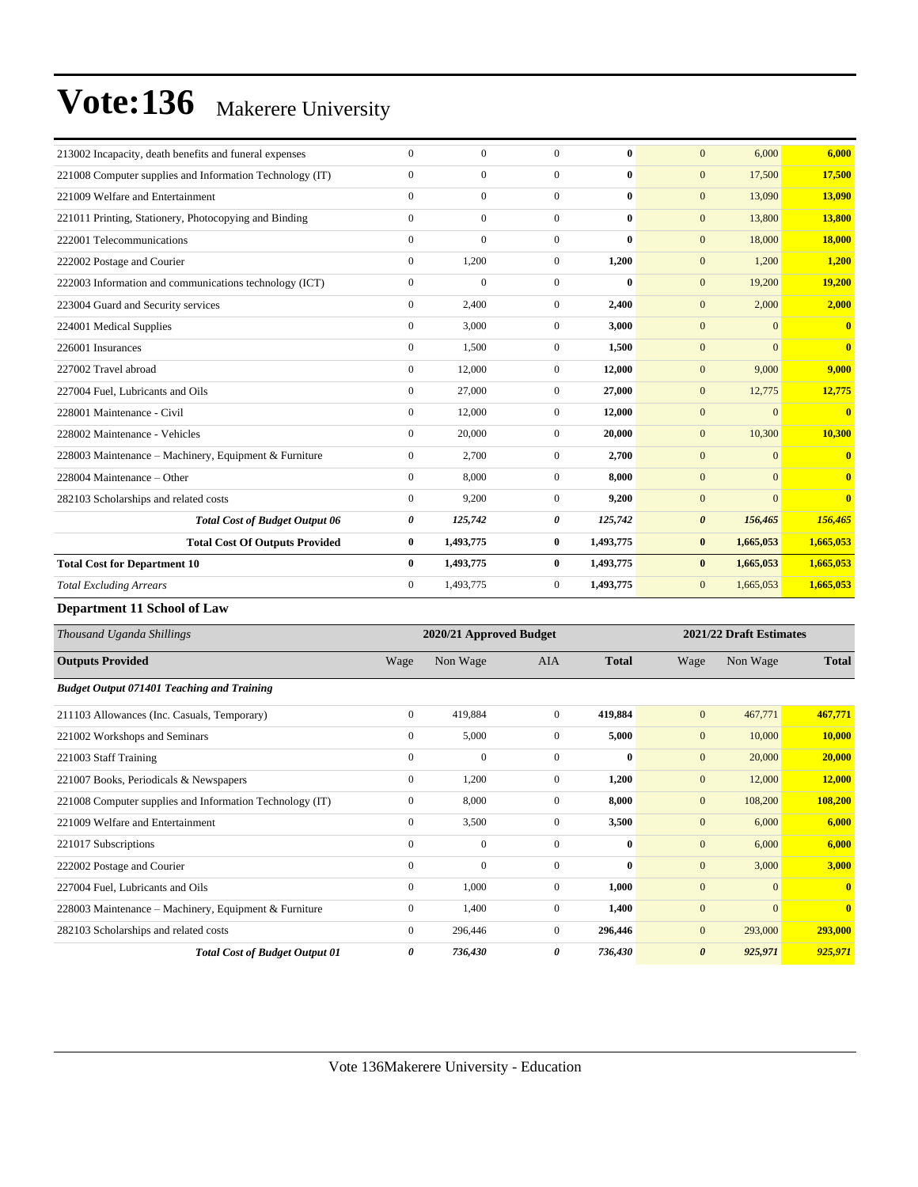# Vote:136 Makerere University

| | | | | | | | |
|---|---|---|---|---|---|---|---|
| 213002 Incapacity, death benefits and funeral expenses | 0 | 0 | 0 | **0** | 0 | 6,000 | **6,000** |
| 221008 Computer supplies and Information Technology (IT) | 0 | 0 | 0 | **0** | 0 | 17,500 | **17,500** |
| 221009 Welfare and Entertainment | 0 | 0 | 0 | **0** | 0 | 13,090 | **13,090** |
| 221011 Printing, Stationery, Photocopying and Binding | 0 | 0 | 0 | **0** | 0 | 13,800 | **13,800** |
| 222001 Telecommunications | 0 | 0 | 0 | **0** | 0 | 18,000 | **18,000** |
| 222002 Postage and Courier | 0 | 1,200 | 0 | **1,200** | 0 | 1,200 | **1,200** |
| 222003 Information and communications technology (ICT) | 0 | 0 | 0 | **0** | 0 | 19,200 | **19,200** |
| 223004 Guard and Security services | 0 | 2,400 | 0 | **2,400** | 0 | 2,000 | **2,000** |
| 224001 Medical Supplies | 0 | 3,000 | 0 | **3,000** | 0 | 0 | **0** |
| 226001 Insurances | 0 | 1,500 | 0 | **1,500** | 0 | 0 | **0** |
| 227002 Travel abroad | 0 | 12,000 | 0 | **12,000** | 0 | 9,000 | **9,000** |
| 227004 Fuel, Lubricants and Oils | 0 | 27,000 | 0 | **27,000** | 0 | 12,775 | **12,775** |
| 228001 Maintenance - Civil | 0 | 12,000 | 0 | **12,000** | 0 | 0 | **0** |
| 228002 Maintenance - Vehicles | 0 | 20,000 | 0 | **20,000** | 0 | 10,300 | **10,300** |
| 228003 Maintenance – Machinery, Equipment & Furniture | 0 | 2,700 | 0 | **2,700** | 0 | 0 | **0** |
| 228004 Maintenance – Other | 0 | 8,000 | 0 | **8,000** | 0 | 0 | **0** |
| 282103 Scholarships and related costs | 0 | 9,200 | 0 | **9,200** | 0 | 0 | **0** |
| ***Total Cost of Budget Output 06*** | ***0*** | ***125,742*** | ***0*** | ***125,742*** | ***0*** | ***156,465*** | ***156,465*** |
| **Total Cost Of Outputs Provided** | **0** | **1,493,775** | **0** | **1,493,775** | **0** | **1,665,053** | **1,665,053** |
| **Total Cost for Department 10** | **0** | **1,493,775** | **0** | **1,493,775** | **0** | **1,665,053** | **1,665,053** |
| *Total Excluding Arrears* | 0 | 1,493,775 | 0 | **1,493,775** | 0 | 1,665,053 | **1,665,053** |

**Department 11 School of Law**

| *Thousand Uganda Shillings* | 2020/21 Approved Budget | | | | 2021/22 Draft Estimates | | |
|---|---|---|---|---|---|---|---|
| **Outputs Provided** | Wage | Non Wage | AIA | **Total** | Wage | Non Wage | **Total** |
| ***Budget Output 071401 Teaching and Training*** | | | | | | | |
| 211103 Allowances (Inc. Casuals, Temporary) | 0 | 419,884 | 0 | **419,884** | 0 | 467,771 | **467,771** |
| 221002 Workshops and Seminars | 0 | 5,000 | 0 | **5,000** | 0 | 10,000 | **10,000** |
| 221003 Staff Training | 0 | 0 | 0 | **0** | 0 | 20,000 | **20,000** |
| 221007 Books, Periodicals & Newspapers | 0 | 1,200 | 0 | **1,200** | 0 | 12,000 | **12,000** |
| 221008 Computer supplies and Information Technology (IT) | 0 | 8,000 | 0 | **8,000** | 0 | 108,200 | **108,200** |
| 221009 Welfare and Entertainment | 0 | 3,500 | 0 | **3,500** | 0 | 6,000 | **6,000** |
| 221017 Subscriptions | 0 | 0 | 0 | **0** | 0 | 6,000 | **6,000** |
| 222002 Postage and Courier | 0 | 0 | 0 | **0** | 0 | 3,000 | **3,000** |
| 227004 Fuel, Lubricants and Oils | 0 | 1,000 | 0 | **1,000** | 0 | 0 | **0** |
| 228003 Maintenance – Machinery, Equipment & Furniture | 0 | 1,400 | 0 | **1,400** | 0 | 0 | **0** |
| 282103 Scholarships and related costs | 0 | 296,446 | 0 | **296,446** | 0 | 293,000 | **293,000** |
| ***Total Cost of Budget Output 01*** | ***0*** | ***736,430*** | ***0*** | ***736,430*** | ***0*** | ***925,971*** | ***925,971*** |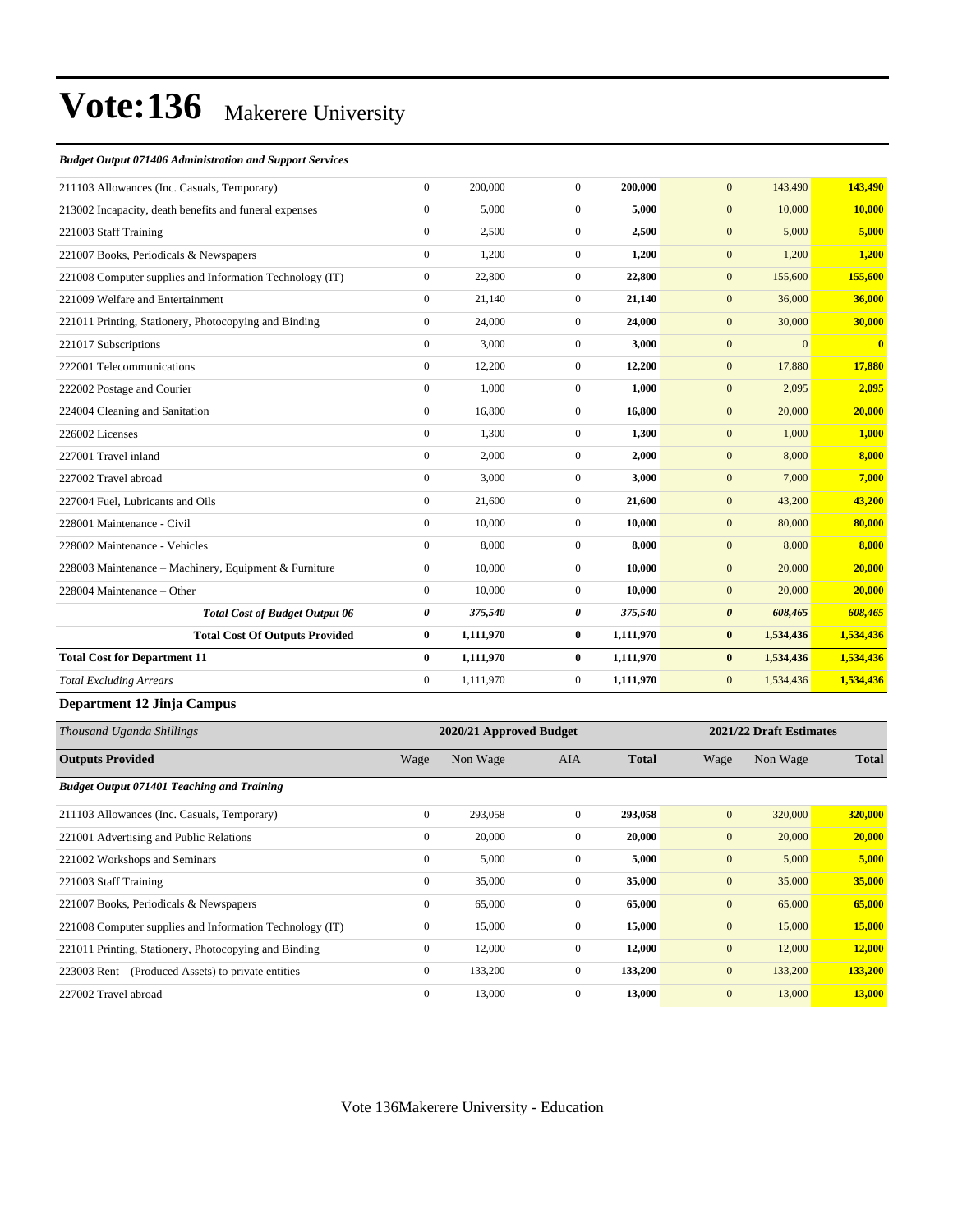# Vote:136 Makerere University

*Budget Output 071406 Administration and Support Services*

| | | | | | | | |
|---|---|---|---|---|---|---|---|
| 211103 Allowances (Inc. Casuals, Temporary) | 0 | 200,000 | 0 | **200,000** | 0 | 143,490 | **143,490** |
| 213002 Incapacity, death benefits and funeral expenses | 0 | 5,000 | 0 | **5,000** | 0 | 10,000 | **10,000** |
| 221003 Staff Training | 0 | 2,500 | 0 | **2,500** | 0 | 5,000 | **5,000** |
| 221007 Books, Periodicals & Newspapers | 0 | 1,200 | 0 | **1,200** | 0 | 1,200 | **1,200** |
| 221008 Computer supplies and Information Technology (IT) | 0 | 22,800 | 0 | **22,800** | 0 | 155,600 | **155,600** |
| 221009 Welfare and Entertainment | 0 | 21,140 | 0 | **21,140** | 0 | 36,000 | **36,000** |
| 221011 Printing, Stationery, Photocopying and Binding | 0 | 24,000 | 0 | **24,000** | 0 | 30,000 | **30,000** |
| 221017 Subscriptions | 0 | 3,000 | 0 | **3,000** | 0 | 0 | **0** |
| 222001 Telecommunications | 0 | 12,200 | 0 | **12,200** | 0 | 17,880 | **17,880** |
| 222002 Postage and Courier | 0 | 1,000 | 0 | **1,000** | 0 | 2,095 | **2,095** |
| 224004 Cleaning and Sanitation | 0 | 16,800 | 0 | **16,800** | 0 | 20,000 | **20,000** |
| 226002 Licenses | 0 | 1,300 | 0 | **1,300** | 0 | 1,000 | **1,000** |
| 227001 Travel inland | 0 | 2,000 | 0 | **2,000** | 0 | 8,000 | **8,000** |
| 227002 Travel abroad | 0 | 3,000 | 0 | **3,000** | 0 | 7,000 | **7,000** |
| 227004 Fuel, Lubricants and Oils | 0 | 21,600 | 0 | **21,600** | 0 | 43,200 | **43,200** |
| 228001 Maintenance - Civil | 0 | 10,000 | 0 | **10,000** | 0 | 80,000 | **80,000** |
| 228002 Maintenance - Vehicles | 0 | 8,000 | 0 | **8,000** | 0 | 8,000 | **8,000** |
| 228003 Maintenance – Machinery, Equipment & Furniture | 0 | 10,000 | 0 | **10,000** | 0 | 20,000 | **20,000** |
| 228004 Maintenance – Other | 0 | 10,000 | 0 | **10,000** | 0 | 20,000 | **20,000** |
| ***Total Cost of Budget Output 06*** | ***0*** | ***375,540*** | ***0*** | ***375,540*** | ***0*** | ***608,465*** | ***608,465*** |
| **Total Cost Of Outputs Provided** | **0** | **1,111,970** | **0** | **1,111,970** | **0** | **1,534,436** | **1,534,436** |
| **Total Cost for Department 11** | **0** | **1,111,970** | **0** | **1,111,970** | **0** | **1,534,436** | **1,534,436** |
| *Total Excluding Arrears* | 0 | 1,111,970 | 0 | **1,111,970** | 0 | 1,534,436 | **1,534,436** |

### Department 12 Jinja Campus

| *Thousand Uganda Shillings* | 2020/21 Approved Budget | | | | 2021/22 Draft Estimates | | |
|---|---|---|---|---|---|---|---|
| **Outputs Provided** | Wage | Non Wage | AIA | **Total** | Wage | Non Wage | **Total** |
| ***Budget Output 071401 Teaching and Training*** | | | | | | | |
| 211103 Allowances (Inc. Casuals, Temporary) | 0 | 293,058 | 0 | **293,058** | 0 | 320,000 | **320,000** |
| 221001 Advertising and Public Relations | 0 | 20,000 | 0 | **20,000** | 0 | 20,000 | **20,000** |
| 221002 Workshops and Seminars | 0 | 5,000 | 0 | **5,000** | 0 | 5,000 | **5,000** |
| 221003 Staff Training | 0 | 35,000 | 0 | **35,000** | 0 | 35,000 | **35,000** |
| 221007 Books, Periodicals & Newspapers | 0 | 65,000 | 0 | **65,000** | 0 | 65,000 | **65,000** |
| 221008 Computer supplies and Information Technology (IT) | 0 | 15,000 | 0 | **15,000** | 0 | 15,000 | **15,000** |
| 221011 Printing, Stationery, Photocopying and Binding | 0 | 12,000 | 0 | **12,000** | 0 | 12,000 | **12,000** |
| 223003 Rent – (Produced Assets) to private entities | 0 | 133,200 | 0 | **133,200** | 0 | 133,200 | **133,200** |
| 227002 Travel abroad | 0 | 13,000 | 0 | **13,000** | 0 | 13,000 | **13,000** |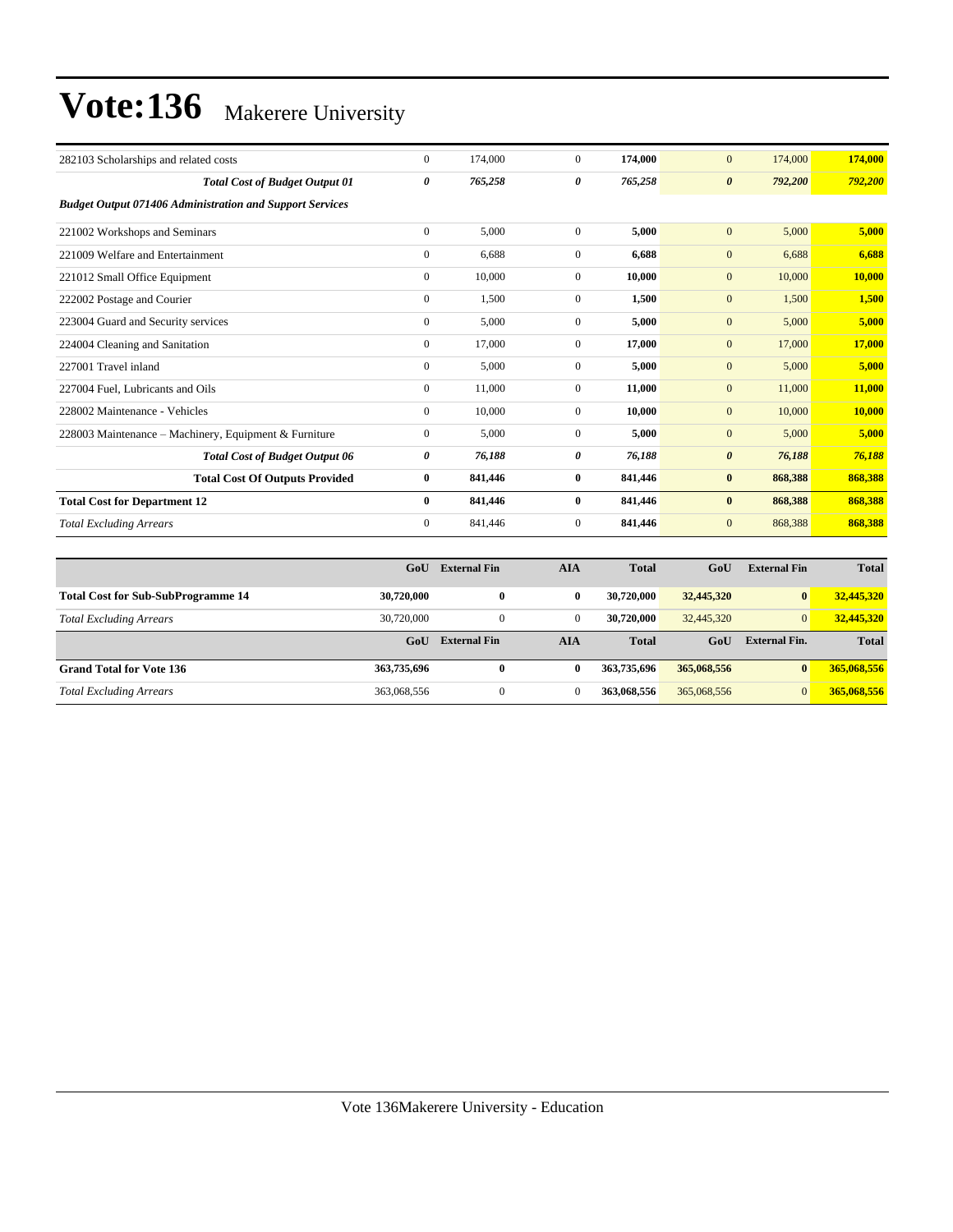# Vote:136 Makerere University

| | | | | | | | |
|---|---|---|---|---|---|---|---|
| 282103 Scholarships and related costs | 0 | 174,000 | 0 | **174,000** | 0 | 174,000 | **174,000** |
| ***Total Cost of Budget Output 01*** | ***0*** | ***765,258*** | ***0*** | ***765,258*** | ***0*** | ***792,200*** | ***792,200*** |
| ***Budget Output 071406 Administration and Support Services*** | | | | | | | |
| 221002 Workshops and Seminars | 0 | 5,000 | 0 | **5,000** | 0 | 5,000 | **5,000** |
| 221009 Welfare and Entertainment | 0 | 6,688 | 0 | **6,688** | 0 | 6,688 | **6,688** |
| 221012 Small Office Equipment | 0 | 10,000 | 0 | **10,000** | 0 | 10,000 | **10,000** |
| 222002 Postage and Courier | 0 | 1,500 | 0 | **1,500** | 0 | 1,500 | **1,500** |
| 223004 Guard and Security services | 0 | 5,000 | 0 | **5,000** | 0 | 5,000 | **5,000** |
| 224004 Cleaning and Sanitation | 0 | 17,000 | 0 | **17,000** | 0 | 17,000 | **17,000** |
| 227001 Travel inland | 0 | 5,000 | 0 | **5,000** | 0 | 5,000 | **5,000** |
| 227004 Fuel, Lubricants and Oils | 0 | 11,000 | 0 | **11,000** | 0 | 11,000 | **11,000** |
| 228002 Maintenance - Vehicles | 0 | 10,000 | 0 | **10,000** | 0 | 10,000 | **10,000** |
| 228003 Maintenance – Machinery, Equipment & Furniture | 0 | 5,000 | 0 | **5,000** | 0 | 5,000 | **5,000** |
| ***Total Cost of Budget Output 06*** | ***0*** | ***76,188*** | ***0*** | ***76,188*** | ***0*** | ***76,188*** | ***76,188*** |
| **Total Cost Of Outputs Provided** | **0** | **841,446** | **0** | **841,446** | **0** | **868,388** | **868,388** |
| **Total Cost for Department 12** | **0** | **841,446** | **0** | **841,446** | **0** | **868,388** | **868,388** |
| *Total Excluding Arrears* | 0 | 841,446 | 0 | **841,446** | 0 | 868,388 | **868,388** |

| | GoU | External Fin | AIA | Total | GoU | External Fin | Total |
|---|---|---|---|---|---|---|---|
| **Total Cost for Sub-SubProgramme 14** | **30,720,000** | **0** | **0** | **30,720,000** | **32,445,320** | **0** | **32,445,320** |
| *Total Excluding Arrears* | 30,720,000 | 0 | 0 | **30,720,000** | 32,445,320 | 0 | **32,445,320** |
| | **GoU** | **External Fin** | **AIA** | **Total** | **GoU** | **External Fin.** | **Total** |
| **Grand Total for Vote 136** | **363,735,696** | **0** | **0** | **363,735,696** | **365,068,556** | **0** | **365,068,556** |
| *Total Excluding Arrears* | 363,068,556 | 0 | 0 | **363,068,556** | 365,068,556 | 0 | **365,068,556** |